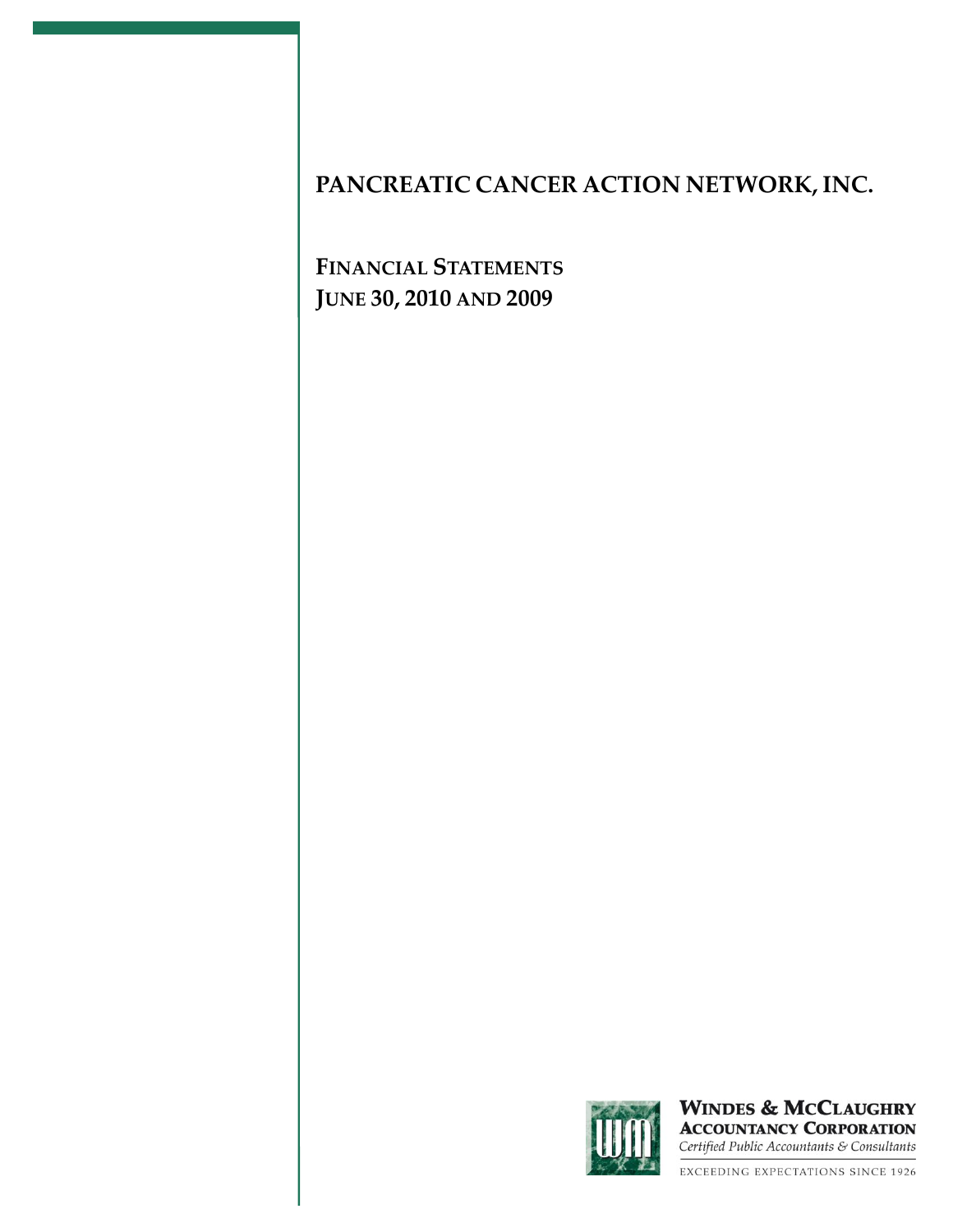# PANCREATIC CANCER ACTION NETWORK, INC.

## FINANCIAL STATEMENTS
## JUNE 30, 2010 AND 2009

**WINDES & MCCLAUGHRY**
**ACCOUNTANCY CORPORATION**
*Certified Public Accountants & Consultants*

EXCEEDING EXPECTATIONS SINCE 1926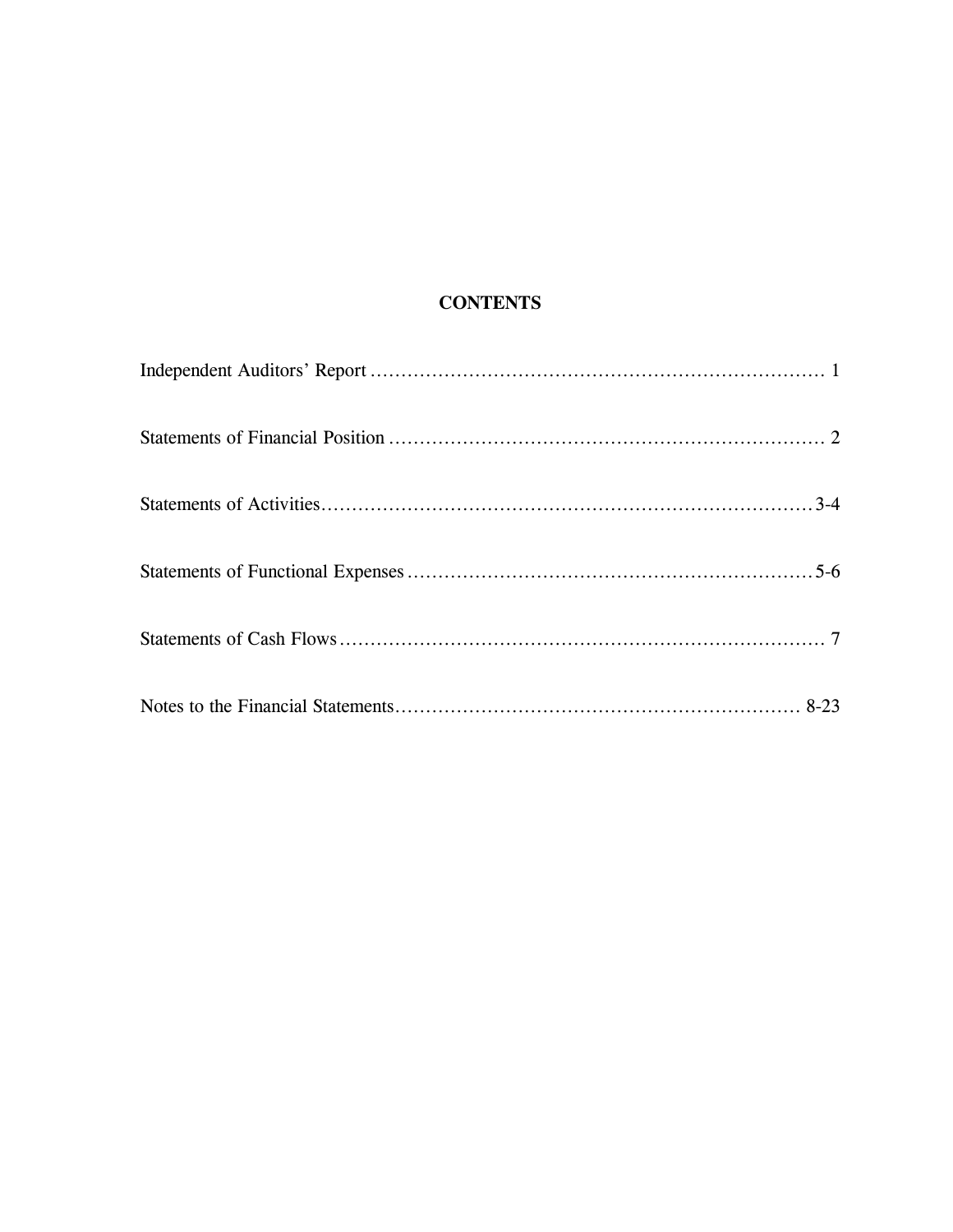# CONTENTS

| | |
|---|---|
| Independent Auditors' Report | 1 |
| Statements of Financial Position | 2 |
| Statements of Activities | 3-4 |
| Statements of Functional Expenses | 5-6 |
| Statements of Cash Flows | 7 |
| Notes to the Financial Statements | 8-23 |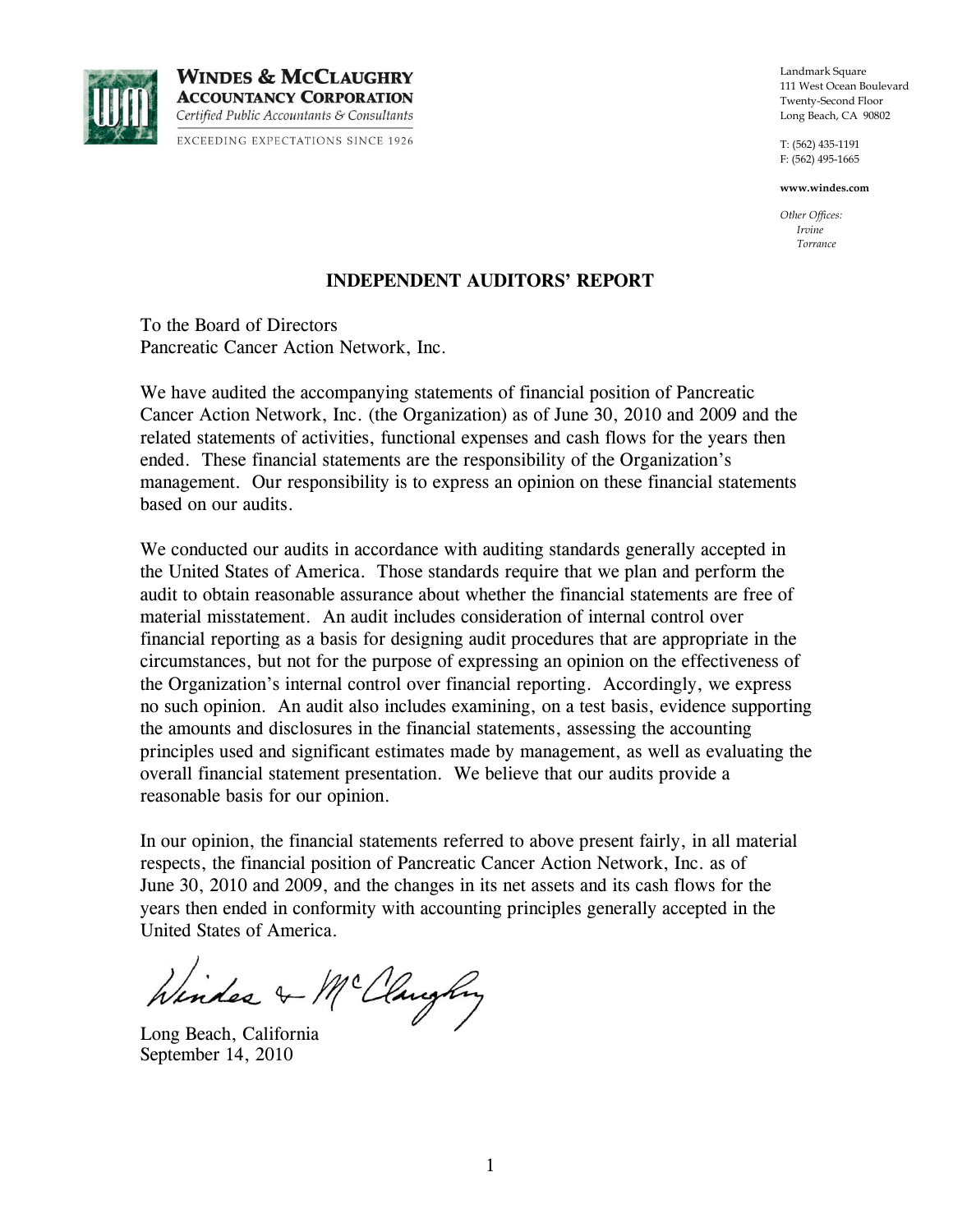**WINDES & McCLAUGHRY**
**ACCOUNTANCY CORPORATION**
*Certified Public Accountants & Consultants*
EXCEEDING EXPECTATIONS SINCE 1926

Landmark Square
111 West Ocean Boulevard
Twenty-Second Floor
Long Beach, CA 90802

T: (562) 435-1191
F: (562) 495-1665

**www.windes.com**

*Other Offices:*
*Irvine*
*Torrance*

# INDEPENDENT AUDITORS' REPORT

To the Board of Directors
Pancreatic Cancer Action Network, Inc.

We have audited the accompanying statements of financial position of Pancreatic Cancer Action Network, Inc. (the Organization) as of June 30, 2010 and 2009 and the related statements of activities, functional expenses and cash flows for the years then ended. These financial statements are the responsibility of the Organization's management. Our responsibility is to express an opinion on these financial statements based on our audits.

We conducted our audits in accordance with auditing standards generally accepted in the United States of America. Those standards require that we plan and perform the audit to obtain reasonable assurance about whether the financial statements are free of material misstatement. An audit includes consideration of internal control over financial reporting as a basis for designing audit procedures that are appropriate in the circumstances, but not for the purpose of expressing an opinion on the effectiveness of the Organization's internal control over financial reporting. Accordingly, we express no such opinion. An audit also includes examining, on a test basis, evidence supporting the amounts and disclosures in the financial statements, assessing the accounting principles used and significant estimates made by management, as well as evaluating the overall financial statement presentation. We believe that our audits provide a reasonable basis for our opinion.

In our opinion, the financial statements referred to above present fairly, in all material respects, the financial position of Pancreatic Cancer Action Network, Inc. as of June 30, 2010 and 2009, and the changes in its net assets and its cash flows for the years then ended in conformity with accounting principles generally accepted in the United States of America.

Windes & McClaughry

Long Beach, California
September 14, 2010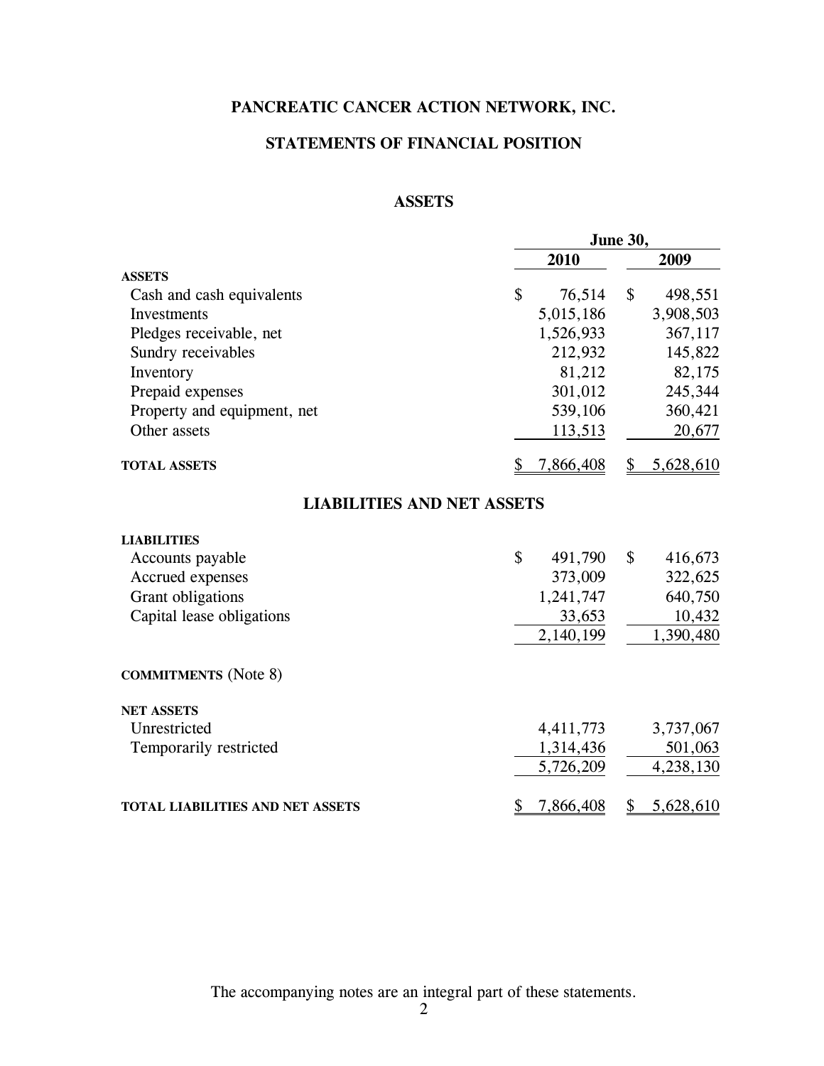# PANCREATIC CANCER ACTION NETWORK, INC.

## STATEMENTS OF FINANCIAL POSITION

### ASSETS

| | June 30, 2010 | June 30, 2009 |
|---|---|---|
| **ASSETS** | | |
| Cash and cash equivalents | $ 76,514 | $ 498,551 |
| Investments | 5,015,186 | 3,908,503 |
| Pledges receivable, net | 1,526,933 | 367,117 |
| Sundry receivables | 212,932 | 145,822 |
| Inventory | 81,212 | 82,175 |
| Prepaid expenses | 301,012 | 245,344 |
| Property and equipment, net | 539,106 | 360,421 |
| Other assets | 113,513 | 20,677 |
| **TOTAL ASSETS** | $ 7,866,408 | $ 5,628,610 |

### LIABILITIES AND NET ASSETS

| | June 30, 2010 | June 30, 2009 |
|---|---|---|
| **LIABILITIES** | | |
| Accounts payable | $ 491,790 | $ 416,673 |
| Accrued expenses | 373,009 | 322,625 |
| Grant obligations | 1,241,747 | 640,750 |
| Capital lease obligations | 33,653 | 10,432 |
| | 2,140,199 | 1,390,480 |
| **COMMITMENTS** (Note 8) | | |
| **NET ASSETS** | | |
| Unrestricted | 4,411,773 | 3,737,067 |
| Temporarily restricted | 1,314,436 | 501,063 |
| | 5,726,209 | 4,238,130 |
| **TOTAL LIABILITIES AND NET ASSETS** | $ 7,866,408 | $ 5,628,610 |

The accompanying notes are an integral part of these statements.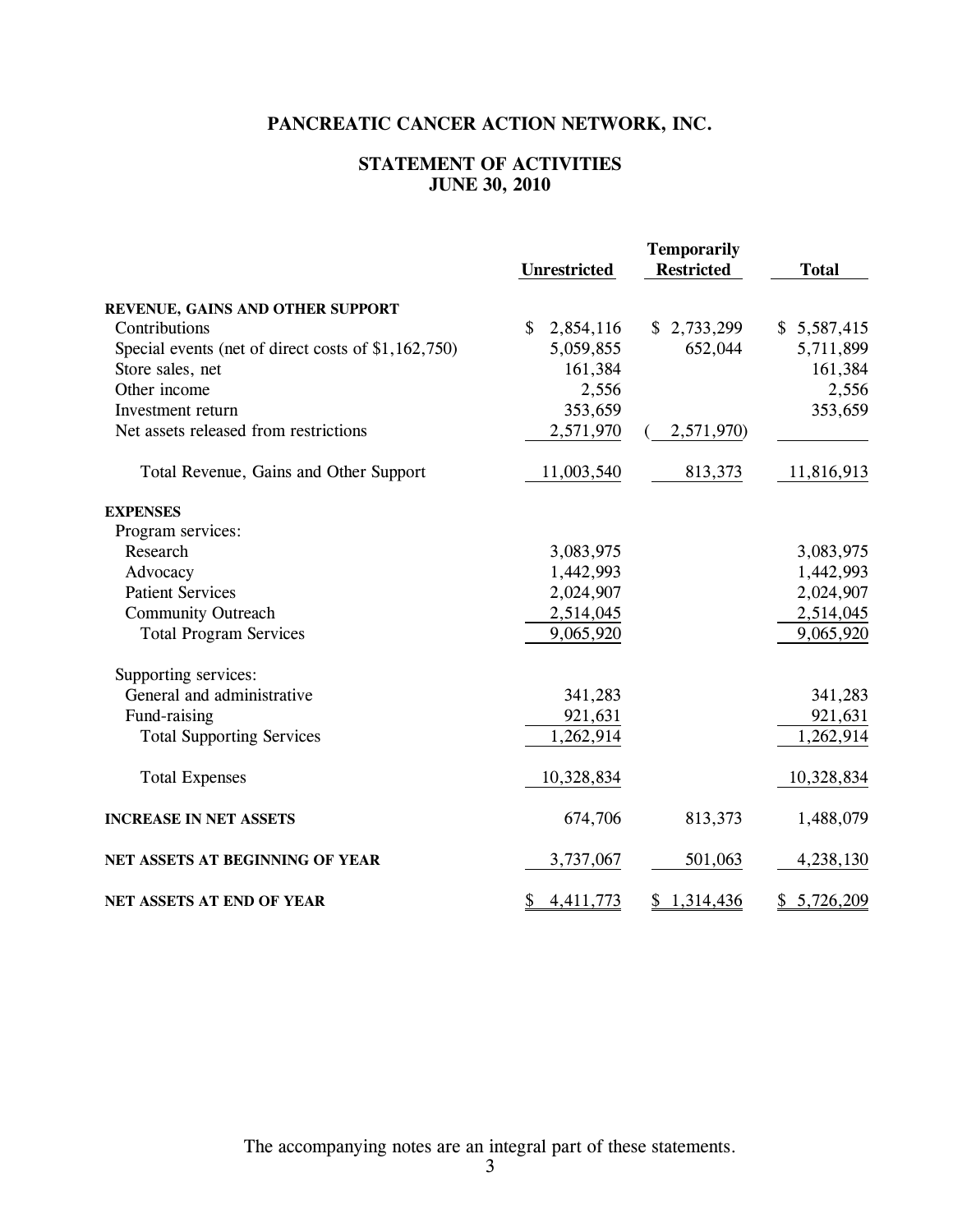# PANCREATIC CANCER ACTION NETWORK, INC.

## STATEMENT OF ACTIVITIES
## JUNE 30, 2010

| | Unrestricted | Temporarily Restricted | Total |
|---|---|---|---|
| **REVENUE, GAINS AND OTHER SUPPORT** | | | |
| Contributions | $ 2,854,116 | $ 2,733,299 | $ 5,587,415 |
| Special events (net of direct costs of $1,162,750) | 5,059,855 | 652,044 | 5,711,899 |
| Store sales, net | 161,384 | | 161,384 |
| Other income | 2,556 | | 2,556 |
| Investment return | 353,659 | | 353,659 |
| Net assets released from restrictions | 2,571,970 | ( 2,571,970) | |
| Total Revenue, Gains and Other Support | 11,003,540 | 813,373 | 11,816,913 |
| **EXPENSES** | | | |
| Program services: | | | |
| Research | 3,083,975 | | 3,083,975 |
| Advocacy | 1,442,993 | | 1,442,993 |
| Patient Services | 2,024,907 | | 2,024,907 |
| Community Outreach | 2,514,045 | | 2,514,045 |
| Total Program Services | 9,065,920 | | 9,065,920 |
| Supporting services: | | | |
| General and administrative | 341,283 | | 341,283 |
| Fund-raising | 921,631 | | 921,631 |
| Total Supporting Services | 1,262,914 | | 1,262,914 |
| Total Expenses | 10,328,834 | | 10,328,834 |
| **INCREASE IN NET ASSETS** | 674,706 | 813,373 | 1,488,079 |
| **NET ASSETS AT BEGINNING OF YEAR** | 3,737,067 | 501,063 | 4,238,130 |
| **NET ASSETS AT END OF YEAR** | $ 4,411,773 | $ 1,314,436 | $ 5,726,209 |

The accompanying notes are an integral part of these statements.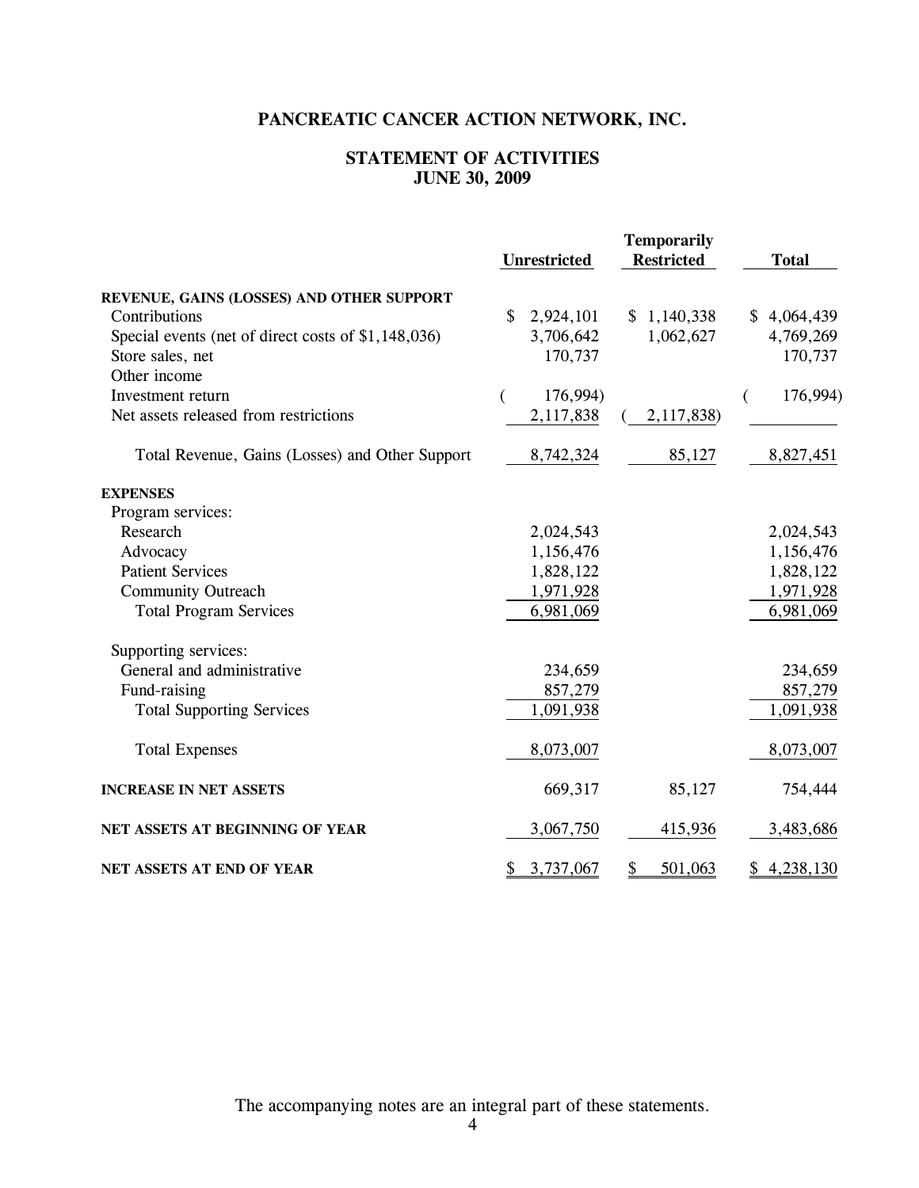# PANCREATIC CANCER ACTION NETWORK, INC.

## STATEMENT OF ACTIVITIES
## JUNE 30, 2009

| | Unrestricted | Temporarily Restricted | Total |
|---|---|---|---|
| **REVENUE, GAINS (LOSSES) AND OTHER SUPPORT** | | | |
| Contributions | $ 2,924,101 | $ 1,140,338 | $ 4,064,439 |
| Special events (net of direct costs of $1,148,036) | 3,706,642 | 1,062,627 | 4,769,269 |
| Store sales, net | 170,737 | | 170,737 |
| Other income | | | |
| Investment return | ( 176,994) | | ( 176,994) |
| Net assets released from restrictions | 2,117,838 | ( 2,117,838) | |
| Total Revenue, Gains (Losses) and Other Support | 8,742,324 | 85,127 | 8,827,451 |
| **EXPENSES** | | | |
| Program services: | | | |
| Research | 2,024,543 | | 2,024,543 |
| Advocacy | 1,156,476 | | 1,156,476 |
| Patient Services | 1,828,122 | | 1,828,122 |
| Community Outreach | 1,971,928 | | 1,971,928 |
| Total Program Services | 6,981,069 | | 6,981,069 |
| Supporting services: | | | |
| General and administrative | 234,659 | | 234,659 |
| Fund-raising | 857,279 | | 857,279 |
| Total Supporting Services | 1,091,938 | | 1,091,938 |
| Total Expenses | 8,073,007 | | 8,073,007 |
| **INCREASE IN NET ASSETS** | 669,317 | 85,127 | 754,444 |
| **NET ASSETS AT BEGINNING OF YEAR** | 3,067,750 | 415,936 | 3,483,686 |
| **NET ASSETS AT END OF YEAR** | $ 3,737,067 | $ 501,063 | $ 4,238,130 |

The accompanying notes are an integral part of these statements.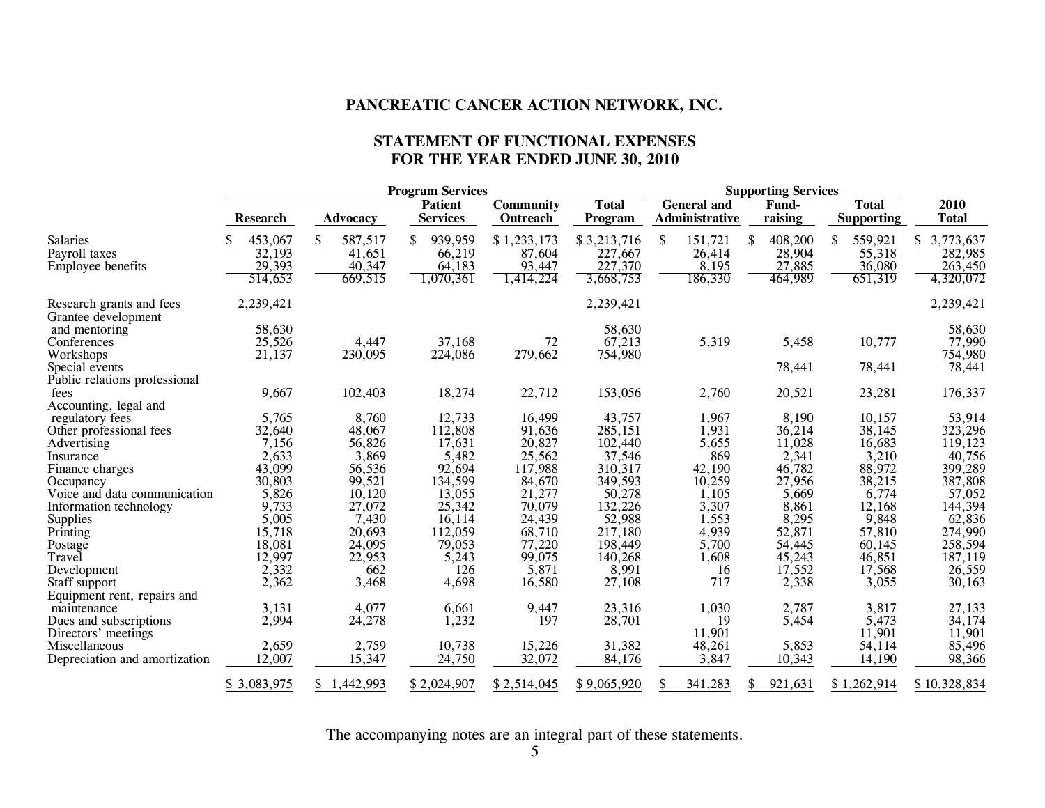# PANCREATIC CANCER ACTION NETWORK, INC.

## STATEMENT OF FUNCTIONAL EXPENSES
## FOR THE YEAR ENDED JUNE 30, 2010

| | Program Services | | | | | Supporting Services | | | |
|---|---|---|---|---|---|---|---|---|---|
| | Research | Advocacy | Patient Services | Community Outreach | Total Program | General and Administrative | Fund-raising | Total Supporting | 2010 Total |
| Salaries | $ 453,067 | $ 587,517 | $ 939,959 | $ 1,233,173 | $ 3,213,716 | $ 151,721 | $ 408,200 | $ 559,921 | $ 3,773,637 |
| Payroll taxes | 32,193 | 41,651 | 66,219 | 87,604 | 227,667 | 26,414 | 28,904 | 55,318 | 282,985 |
| Employee benefits | 29,393 | 40,347 | 64,183 | 93,447 | 227,370 | 8,195 | 27,885 | 36,080 | 263,450 |
| | 514,653 | 669,515 | 1,070,361 | 1,414,224 | 3,668,753 | 186,330 | 464,989 | 651,319 | 4,320,072 |
| Research grants and fees | 2,239,421 | | | | 2,239,421 | | | | 2,239,421 |
| Grantee development and mentoring | 58,630 | | | | 58,630 | | | | 58,630 |
| Conferences | 25,526 | 4,447 | 37,168 | 72 | 67,213 | 5,319 | 5,458 | 10,777 | 77,990 |
| Workshops | 21,137 | 230,095 | 224,086 | 279,662 | 754,980 | | | | 754,980 |
| Special events | | | | | | | 78,441 | 78,441 | 78,441 |
| Public relations professional fees | 9,667 | 102,403 | 18,274 | 22,712 | 153,056 | 2,760 | 20,521 | 23,281 | 176,337 |
| Accounting, legal and regulatory fees | 5,765 | 8,760 | 12,733 | 16,499 | 43,757 | 1,967 | 8,190 | 10,157 | 53,914 |
| Other professional fees | 32,640 | 48,067 | 112,808 | 91,636 | 285,151 | 1,931 | 36,214 | 38,145 | 323,296 |
| Advertising | 7,156 | 56,826 | 17,631 | 20,827 | 102,440 | 5,655 | 11,028 | 16,683 | 119,123 |
| Insurance | 2,633 | 3,869 | 5,482 | 25,562 | 37,546 | 869 | 2,341 | 3,210 | 40,756 |
| Finance charges | 43,099 | 56,536 | 92,694 | 117,988 | 310,317 | 42,190 | 46,782 | 88,972 | 399,289 |
| Occupancy | 30,803 | 99,521 | 134,599 | 84,670 | 349,593 | 10,259 | 27,956 | 38,215 | 387,808 |
| Voice and data communication | 5,826 | 10,120 | 13,055 | 21,277 | 50,278 | 1,105 | 5,669 | 6,774 | 57,052 |
| Information technology | 9,733 | 27,072 | 25,342 | 70,079 | 132,226 | 3,307 | 8,861 | 12,168 | 144,394 |
| Supplies | 5,005 | 7,430 | 16,114 | 24,439 | 52,988 | 1,553 | 8,295 | 9,848 | 62,836 |
| Printing | 15,718 | 20,693 | 112,059 | 68,710 | 217,180 | 4,939 | 52,871 | 57,810 | 274,990 |
| Postage | 18,081 | 24,095 | 79,053 | 77,220 | 198,449 | 5,700 | 54,445 | 60,145 | 258,594 |
| Travel | 12,997 | 22,953 | 5,243 | 99,075 | 140,268 | 1,608 | 45,243 | 46,851 | 187,119 |
| Development | 2,332 | 662 | 126 | 5,871 | 8,991 | 16 | 17,552 | 17,568 | 26,559 |
| Staff support | 2,362 | 3,468 | 4,698 | 16,580 | 27,108 | 717 | 2,338 | 3,055 | 30,163 |
| Equipment rent, repairs and maintenance | 3,131 | 4,077 | 6,661 | 9,447 | 23,316 | 1,030 | 2,787 | 3,817 | 27,133 |
| Dues and subscriptions | 2,994 | 24,278 | 1,232 | 197 | 28,701 | 19 | 5,454 | 5,473 | 34,174 |
| Directors' meetings | | | | | | 11,901 | | 11,901 | 11,901 |
| Miscellaneous | 2,659 | 2,759 | 10,738 | 15,226 | 31,382 | 48,261 | 5,853 | 54,114 | 85,496 |
| Depreciation and amortization | 12,007 | 15,347 | 24,750 | 32,072 | 84,176 | 3,847 | 10,343 | 14,190 | 98,366 |
| | $ 3,083,975 | $ 1,442,993 | $ 2,024,907 | $ 2,514,045 | $ 9,065,920 | $ 341,283 | $ 921,631 | $ 1,262,914 | $ 10,328,834 |

The accompanying notes are an integral part of these statements.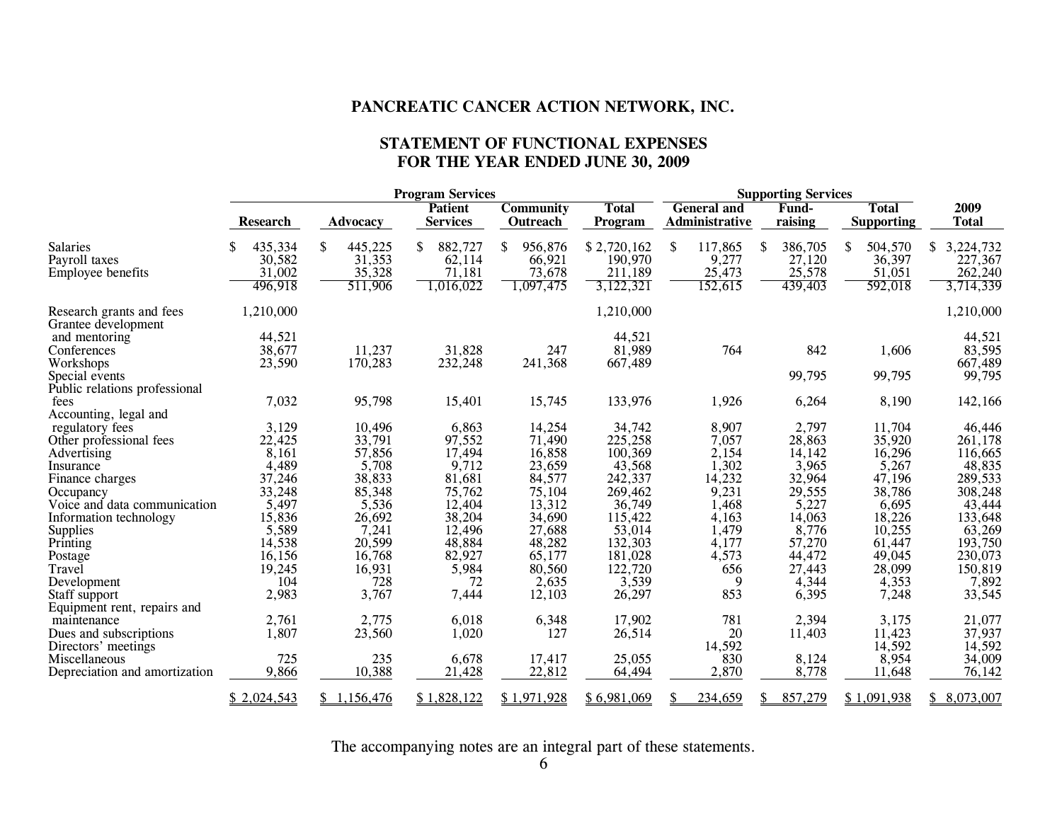## PANCREATIC CANCER ACTION NETWORK, INC.

## STATEMENT OF FUNCTIONAL EXPENSES
## FOR THE YEAR ENDED JUNE 30, 2009

| | Program Services | | | | | Supporting Services | | | |
|---|---|---|---|---|---|---|---|---|---|
| | Research | Advocacy | Patient Services | Community Outreach | Total Program | General and Administrative | Fund-raising | Total Supporting | 2009 Total |
| Salaries | $ 435,334 | $ 445,225 | $ 882,727 | $ 956,876 | $ 2,720,162 | $ 117,865 | $ 386,705 | $ 504,570 | $ 3,224,732 |
| Payroll taxes | 30,582 | 31,353 | 62,114 | 66,921 | 190,970 | 9,277 | 27,120 | 36,397 | 227,367 |
| Employee benefits | 31,002 | 35,328 | 71,181 | 73,678 | 211,189 | 25,473 | 25,578 | 51,051 | 262,240 |
| | 496,918 | 511,906 | 1,016,022 | 1,097,475 | 3,122,321 | 152,615 | 439,403 | 592,018 | 3,714,339 |
| Research grants and fees | 1,210,000 | | | | 1,210,000 | | | | 1,210,000 |
| Grantee development and mentoring | 44,521 | | | | 44,521 | | | | 44,521 |
| Conferences | 38,677 | 11,237 | 31,828 | 247 | 81,989 | 764 | 842 | 1,606 | 83,595 |
| Workshops | 23,590 | 170,283 | 232,248 | 241,368 | 667,489 | | | | 667,489 |
| Special events | | | | | | | 99,795 | 99,795 | 99,795 |
| Public relations professional fees | 7,032 | 95,798 | 15,401 | 15,745 | 133,976 | 1,926 | 6,264 | 8,190 | 142,166 |
| Accounting, legal and regulatory fees | 3,129 | 10,496 | 6,863 | 14,254 | 34,742 | 8,907 | 2,797 | 11,704 | 46,446 |
| Other professional fees | 22,425 | 33,791 | 97,552 | 71,490 | 225,258 | 7,057 | 28,863 | 35,920 | 261,178 |
| Advertising | 8,161 | 57,856 | 17,494 | 16,858 | 100,369 | 2,154 | 14,142 | 16,296 | 116,665 |
| Insurance | 4,489 | 5,708 | 9,712 | 23,659 | 43,568 | 1,302 | 3,965 | 5,267 | 48,835 |
| Finance charges | 37,246 | 38,833 | 81,681 | 84,577 | 242,337 | 14,232 | 32,964 | 47,196 | 289,533 |
| Occupancy | 33,248 | 85,348 | 75,762 | 75,104 | 269,462 | 9,231 | 29,555 | 38,786 | 308,248 |
| Voice and data communication | 5,497 | 5,536 | 12,404 | 13,312 | 36,749 | 1,468 | 5,227 | 6,695 | 43,444 |
| Information technology | 15,836 | 26,692 | 38,204 | 34,690 | 115,422 | 4,163 | 14,063 | 18,226 | 133,648 |
| Supplies | 5,589 | 7,241 | 12,496 | 27,688 | 53,014 | 1,479 | 8,776 | 10,255 | 63,269 |
| Printing | 14,538 | 20,599 | 48,884 | 48,282 | 132,303 | 4,177 | 57,270 | 61,447 | 193,750 |
| Postage | 16,156 | 16,768 | 82,927 | 65,177 | 181,028 | 4,573 | 44,472 | 49,045 | 230,073 |
| Travel | 19,245 | 16,931 | 5,984 | 80,560 | 122,720 | 656 | 27,443 | 28,099 | 150,819 |
| Development | 104 | 728 | 72 | 2,635 | 3,539 | 9 | 4,344 | 4,353 | 7,892 |
| Staff support | 2,983 | 3,767 | 7,444 | 12,103 | 26,297 | 853 | 6,395 | 7,248 | 33,545 |
| Equipment rent, repairs and maintenance | 2,761 | 2,775 | 6,018 | 6,348 | 17,902 | 781 | 2,394 | 3,175 | 21,077 |
| Dues and subscriptions | 1,807 | 23,560 | 1,020 | 127 | 26,514 | 20 | 11,403 | 11,423 | 37,937 |
| Directors' meetings | | | | | | 14,592 | | 14,592 | 14,592 |
| Miscellaneous | 725 | 235 | 6,678 | 17,417 | 25,055 | 830 | 8,124 | 8,954 | 34,009 |
| Depreciation and amortization | 9,866 | 10,388 | 21,428 | 22,812 | 64,494 | 2,870 | 8,778 | 11,648 | 76,142 |
| | $ 2,024,543 | $ 1,156,476 | $ 1,828,122 | $ 1,971,928 | $ 6,981,069 | $ 234,659 | $ 857,279 | $ 1,091,938 | $ 8,073,007 |

The accompanying notes are an integral part of these statements.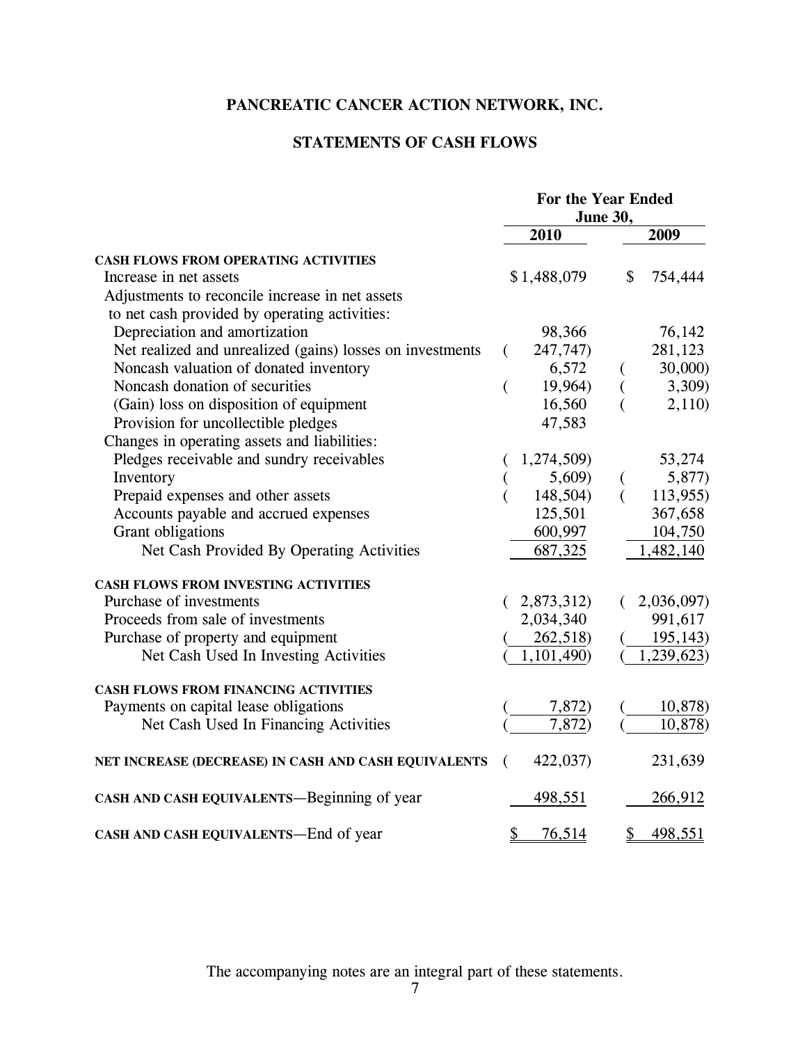# PANCREATIC CANCER ACTION NETWORK, INC.

## STATEMENTS OF CASH FLOWS

| | For the Year Ended June 30, | |
|---|---|---|
| | 2010 | 2009 |
| **CASH FLOWS FROM OPERATING ACTIVITIES** | | |
| Increase in net assets | $ 1,488,079 | $ 754,444 |
| Adjustments to reconcile increase in net assets to net cash provided by operating activities: | | |
| Depreciation and amortization | 98,366 | 76,142 |
| Net realized and unrealized (gains) losses on investments | ( 247,747) | 281,123 |
| Noncash valuation of donated inventory | 6,572 | ( 30,000) |
| Noncash donation of securities | ( 19,964) | ( 3,309) |
| (Gain) loss on disposition of equipment | 16,560 | ( 2,110) |
| Provision for uncollectible pledges | 47,583 | |
| Changes in operating assets and liabilities: | | |
| Pledges receivable and sundry receivables | ( 1,274,509) | 53,274 |
| Inventory | ( 5,609) | ( 5,877) |
| Prepaid expenses and other assets | ( 148,504) | ( 113,955) |
| Accounts payable and accrued expenses | 125,501 | 367,658 |
| Grant obligations | 600,997 | 104,750 |
| Net Cash Provided By Operating Activities | 687,325 | 1,482,140 |
| **CASH FLOWS FROM INVESTING ACTIVITIES** | | |
| Purchase of investments | ( 2,873,312) | ( 2,036,097) |
| Proceeds from sale of investments | 2,034,340 | 991,617 |
| Purchase of property and equipment | ( 262,518) | ( 195,143) |
| Net Cash Used In Investing Activities | ( 1,101,490) | ( 1,239,623) |
| **CASH FLOWS FROM FINANCING ACTIVITIES** | | |
| Payments on capital lease obligations | ( 7,872) | ( 10,878) |
| Net Cash Used In Financing Activities | ( 7,872) | ( 10,878) |
| **NET INCREASE (DECREASE) IN CASH AND CASH EQUIVALENTS** | ( 422,037) | 231,639 |
| **CASH AND CASH EQUIVALENTS**—Beginning of year | 498,551 | 266,912 |
| **CASH AND CASH EQUIVALENTS**—End of year | $ 76,514 | $ 498,551 |

The accompanying notes are an integral part of these statements.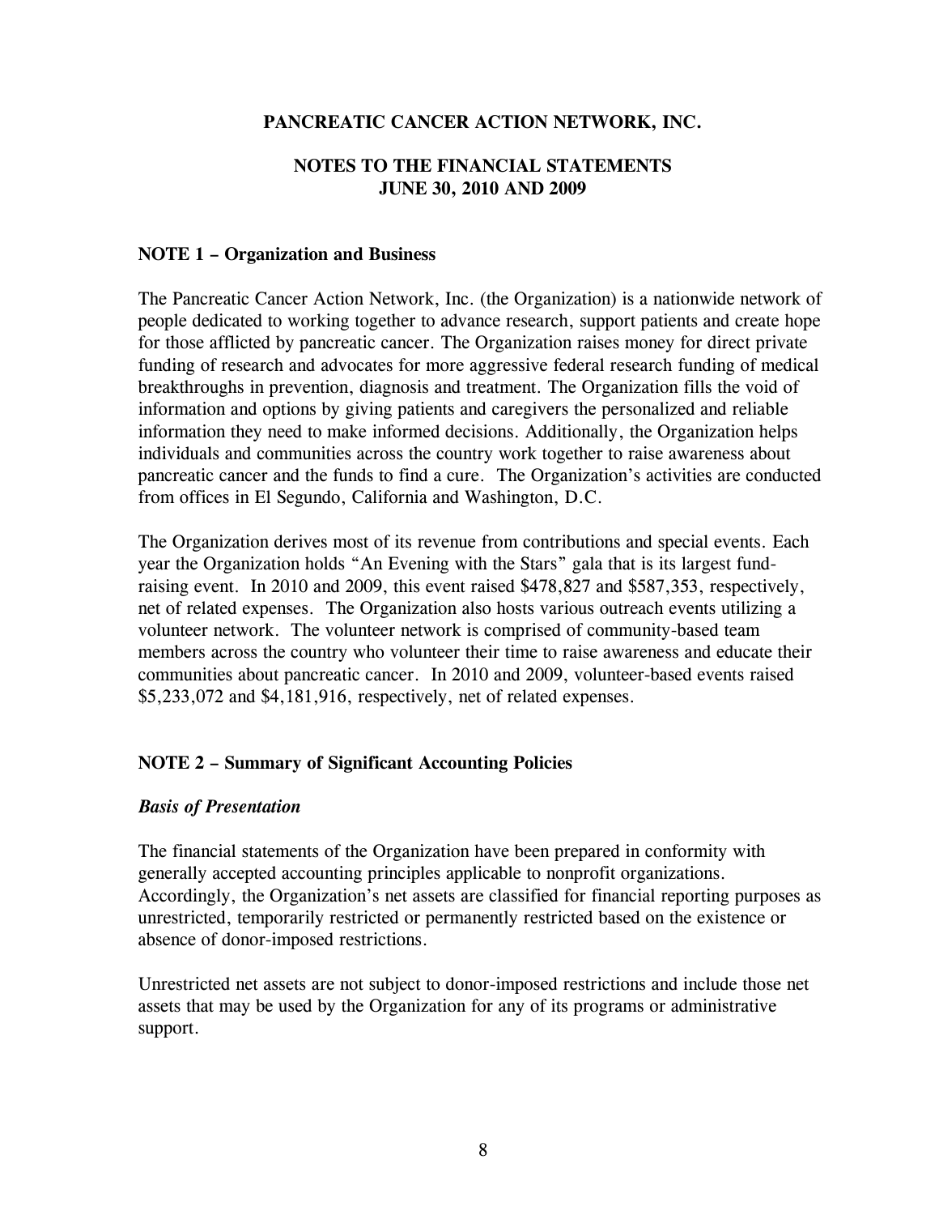**PANCREATIC CANCER ACTION NETWORK, INC.**

**NOTES TO THE FINANCIAL STATEMENTS**
**JUNE 30, 2010 AND 2009**

**NOTE 1 – Organization and Business**

The Pancreatic Cancer Action Network, Inc. (the Organization) is a nationwide network of people dedicated to working together to advance research, support patients and create hope for those afflicted by pancreatic cancer. The Organization raises money for direct private funding of research and advocates for more aggressive federal research funding of medical breakthroughs in prevention, diagnosis and treatment. The Organization fills the void of information and options by giving patients and caregivers the personalized and reliable information they need to make informed decisions. Additionally, the Organization helps individuals and communities across the country work together to raise awareness about pancreatic cancer and the funds to find a cure. The Organization's activities are conducted from offices in El Segundo, California and Washington, D.C.

The Organization derives most of its revenue from contributions and special events. Each year the Organization holds "An Evening with the Stars" gala that is its largest fund-raising event. In 2010 and 2009, this event raised $478,827 and $587,353, respectively, net of related expenses. The Organization also hosts various outreach events utilizing a volunteer network. The volunteer network is comprised of community-based team members across the country who volunteer their time to raise awareness and educate their communities about pancreatic cancer. In 2010 and 2009, volunteer-based events raised $5,233,072 and $4,181,916, respectively, net of related expenses.

**NOTE 2 – Summary of Significant Accounting Policies**

***Basis of Presentation***

The financial statements of the Organization have been prepared in conformity with generally accepted accounting principles applicable to nonprofit organizations. Accordingly, the Organization's net assets are classified for financial reporting purposes as unrestricted, temporarily restricted or permanently restricted based on the existence or absence of donor-imposed restrictions.

Unrestricted net assets are not subject to donor-imposed restrictions and include those net assets that may be used by the Organization for any of its programs or administrative support.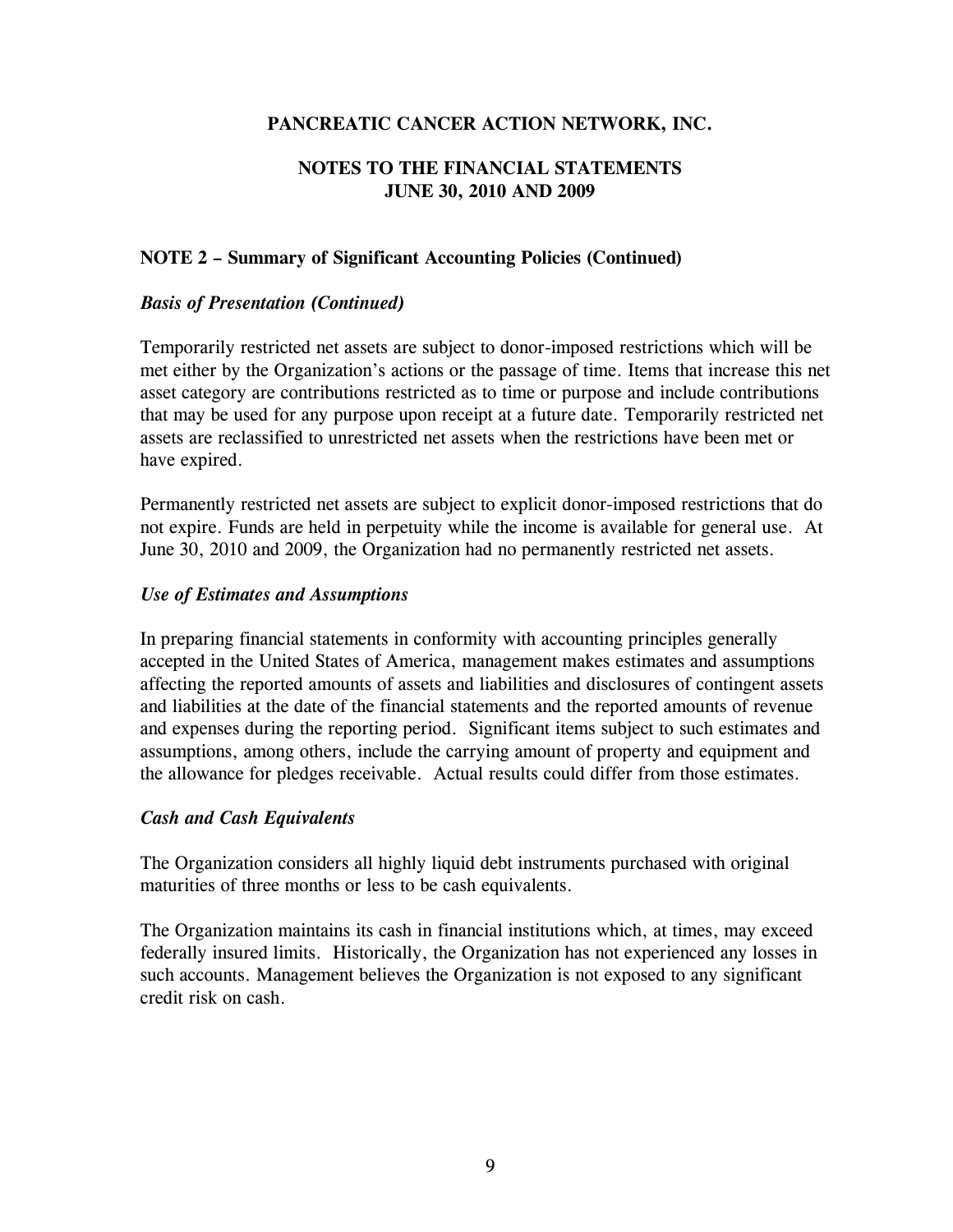# PANCREATIC CANCER ACTION NETWORK, INC.

## NOTES TO THE FINANCIAL STATEMENTS
## JUNE 30, 2010 AND 2009

### NOTE 2 – Summary of Significant Accounting Policies (Continued)

***Basis of Presentation (Continued)***

Temporarily restricted net assets are subject to donor-imposed restrictions which will be met either by the Organization's actions or the passage of time. Items that increase this net asset category are contributions restricted as to time or purpose and include contributions that may be used for any purpose upon receipt at a future date. Temporarily restricted net assets are reclassified to unrestricted net assets when the restrictions have been met or have expired.

Permanently restricted net assets are subject to explicit donor-imposed restrictions that do not expire. Funds are held in perpetuity while the income is available for general use. At June 30, 2010 and 2009, the Organization had no permanently restricted net assets.

***Use of Estimates and Assumptions***

In preparing financial statements in conformity with accounting principles generally accepted in the United States of America, management makes estimates and assumptions affecting the reported amounts of assets and liabilities and disclosures of contingent assets and liabilities at the date of the financial statements and the reported amounts of revenue and expenses during the reporting period. Significant items subject to such estimates and assumptions, among others, include the carrying amount of property and equipment and the allowance for pledges receivable. Actual results could differ from those estimates.

***Cash and Cash Equivalents***

The Organization considers all highly liquid debt instruments purchased with original maturities of three months or less to be cash equivalents.

The Organization maintains its cash in financial institutions which, at times, may exceed federally insured limits. Historically, the Organization has not experienced any losses in such accounts. Management believes the Organization is not exposed to any significant credit risk on cash.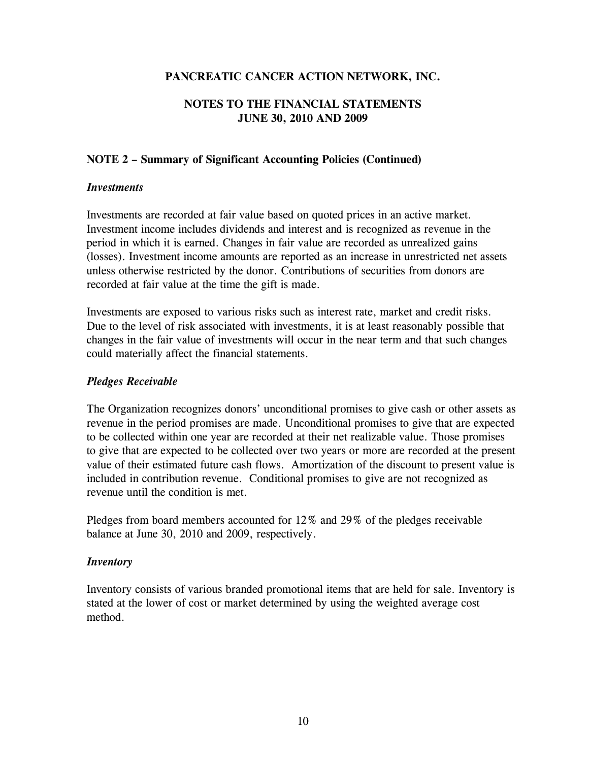# PANCREATIC CANCER ACTION NETWORK, INC.

## NOTES TO THE FINANCIAL STATEMENTS
## JUNE 30, 2010 AND 2009

### NOTE 2 – Summary of Significant Accounting Policies (Continued)

***Investments***

Investments are recorded at fair value based on quoted prices in an active market. Investment income includes dividends and interest and is recognized as revenue in the period in which it is earned. Changes in fair value are recorded as unrealized gains (losses). Investment income amounts are reported as an increase in unrestricted net assets unless otherwise restricted by the donor. Contributions of securities from donors are recorded at fair value at the time the gift is made.

Investments are exposed to various risks such as interest rate, market and credit risks. Due to the level of risk associated with investments, it is at least reasonably possible that changes in the fair value of investments will occur in the near term and that such changes could materially affect the financial statements.

***Pledges Receivable***

The Organization recognizes donors' unconditional promises to give cash or other assets as revenue in the period promises are made. Unconditional promises to give that are expected to be collected within one year are recorded at their net realizable value. Those promises to give that are expected to be collected over two years or more are recorded at the present value of their estimated future cash flows. Amortization of the discount to present value is included in contribution revenue. Conditional promises to give are not recognized as revenue until the condition is met.

Pledges from board members accounted for 12% and 29% of the pledges receivable balance at June 30, 2010 and 2009, respectively.

***Inventory***

Inventory consists of various branded promotional items that are held for sale. Inventory is stated at the lower of cost or market determined by using the weighted average cost method.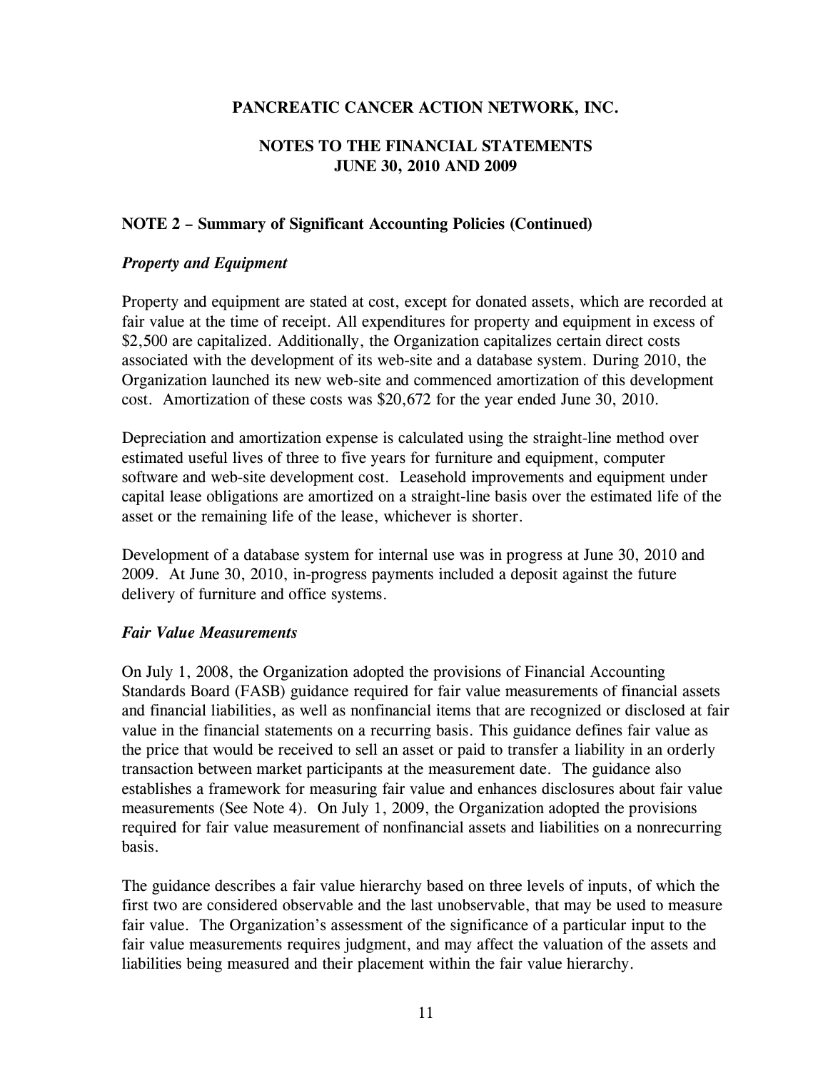**PANCREATIC CANCER ACTION NETWORK, INC.**

**NOTES TO THE FINANCIAL STATEMENTS**
**JUNE 30, 2010 AND 2009**

**NOTE 2 – Summary of Significant Accounting Policies (Continued)**

***Property and Equipment***

Property and equipment are stated at cost, except for donated assets, which are recorded at fair value at the time of receipt. All expenditures for property and equipment in excess of $2,500 are capitalized. Additionally, the Organization capitalizes certain direct costs associated with the development of its web-site and a database system. During 2010, the Organization launched its new web-site and commenced amortization of this development cost. Amortization of these costs was $20,672 for the year ended June 30, 2010.

Depreciation and amortization expense is calculated using the straight-line method over estimated useful lives of three to five years for furniture and equipment, computer software and web-site development cost. Leasehold improvements and equipment under capital lease obligations are amortized on a straight-line basis over the estimated life of the asset or the remaining life of the lease, whichever is shorter.

Development of a database system for internal use was in progress at June 30, 2010 and 2009. At June 30, 2010, in-progress payments included a deposit against the future delivery of furniture and office systems.

***Fair Value Measurements***

On July 1, 2008, the Organization adopted the provisions of Financial Accounting Standards Board (FASB) guidance required for fair value measurements of financial assets and financial liabilities, as well as nonfinancial items that are recognized or disclosed at fair value in the financial statements on a recurring basis. This guidance defines fair value as the price that would be received to sell an asset or paid to transfer a liability in an orderly transaction between market participants at the measurement date. The guidance also establishes a framework for measuring fair value and enhances disclosures about fair value measurements (See Note 4). On July 1, 2009, the Organization adopted the provisions required for fair value measurement of nonfinancial assets and liabilities on a nonrecurring basis.

The guidance describes a fair value hierarchy based on three levels of inputs, of which the first two are considered observable and the last unobservable, that may be used to measure fair value. The Organization's assessment of the significance of a particular input to the fair value measurements requires judgment, and may affect the valuation of the assets and liabilities being measured and their placement within the fair value hierarchy.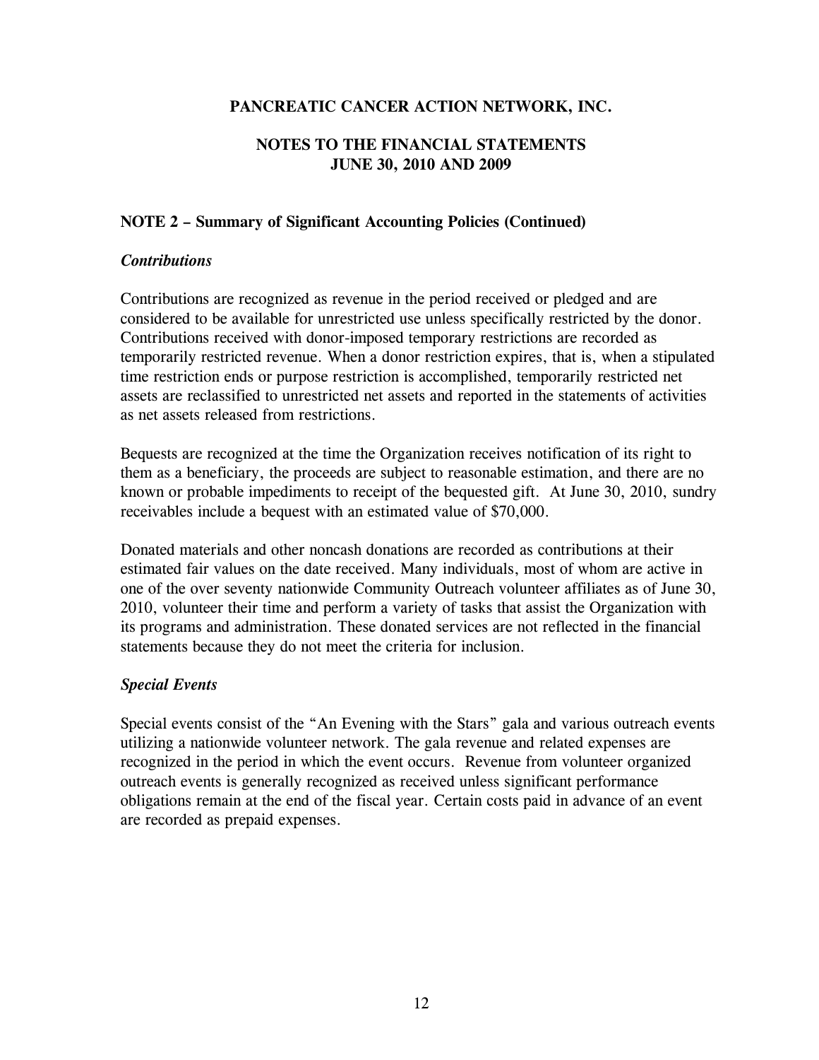# PANCREATIC CANCER ACTION NETWORK, INC.

## NOTES TO THE FINANCIAL STATEMENTS
## JUNE 30, 2010 AND 2009

### NOTE 2 – Summary of Significant Accounting Policies (Continued)

***Contributions***

Contributions are recognized as revenue in the period received or pledged and are considered to be available for unrestricted use unless specifically restricted by the donor. Contributions received with donor-imposed temporary restrictions are recorded as temporarily restricted revenue. When a donor restriction expires, that is, when a stipulated time restriction ends or purpose restriction is accomplished, temporarily restricted net assets are reclassified to unrestricted net assets and reported in the statements of activities as net assets released from restrictions.

Bequests are recognized at the time the Organization receives notification of its right to them as a beneficiary, the proceeds are subject to reasonable estimation, and there are no known or probable impediments to receipt of the bequested gift. At June 30, 2010, sundry receivables include a bequest with an estimated value of $70,000.

Donated materials and other noncash donations are recorded as contributions at their estimated fair values on the date received. Many individuals, most of whom are active in one of the over seventy nationwide Community Outreach volunteer affiliates as of June 30, 2010, volunteer their time and perform a variety of tasks that assist the Organization with its programs and administration. These donated services are not reflected in the financial statements because they do not meet the criteria for inclusion.

***Special Events***

Special events consist of the "An Evening with the Stars" gala and various outreach events utilizing a nationwide volunteer network. The gala revenue and related expenses are recognized in the period in which the event occurs. Revenue from volunteer organized outreach events is generally recognized as received unless significant performance obligations remain at the end of the fiscal year. Certain costs paid in advance of an event are recorded as prepaid expenses.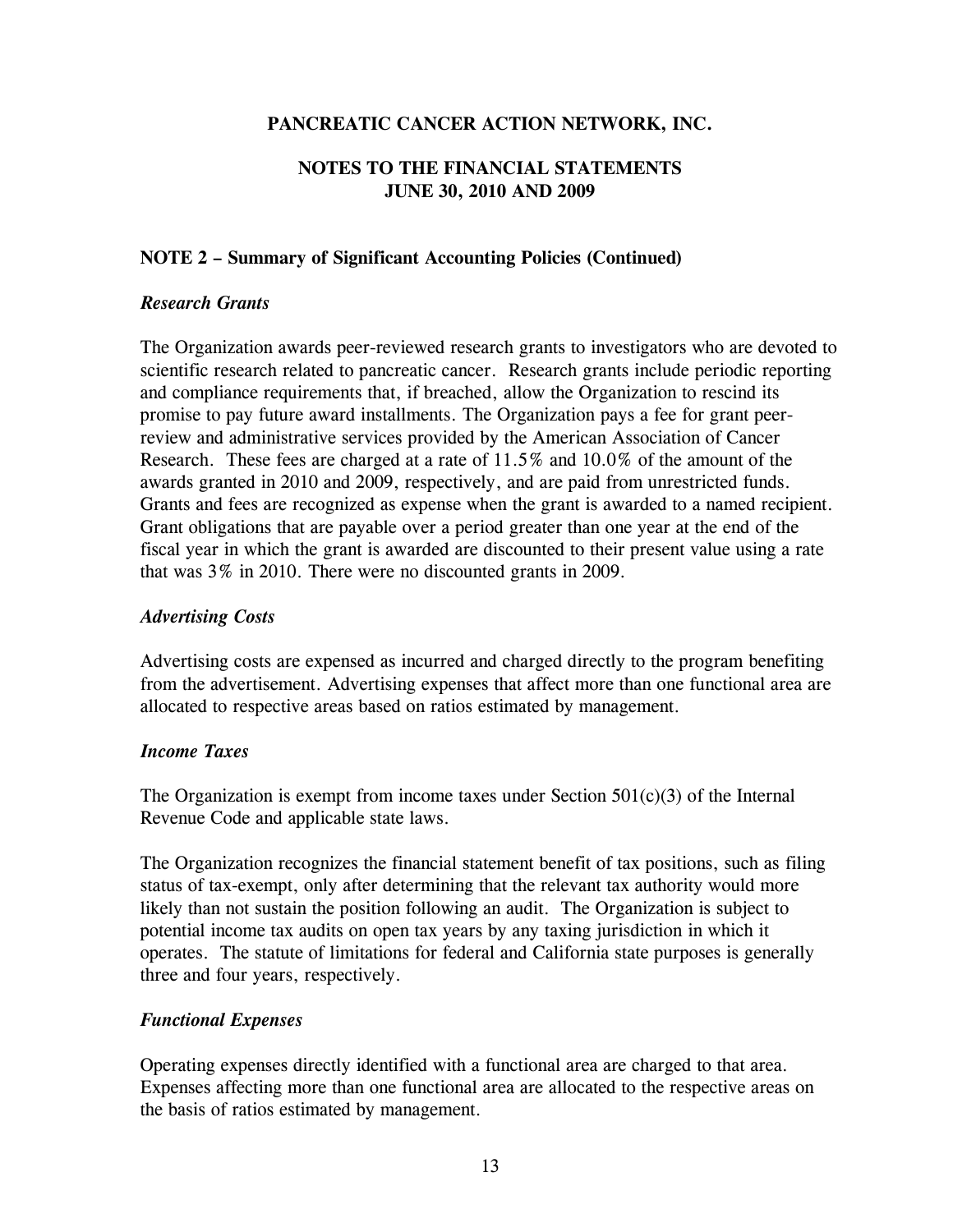**PANCREATIC CANCER ACTION NETWORK, INC.**

**NOTES TO THE FINANCIAL STATEMENTS**
**JUNE 30, 2010 AND 2009**

**NOTE 2 – Summary of Significant Accounting Policies (Continued)**

***Research Grants***

The Organization awards peer-reviewed research grants to investigators who are devoted to scientific research related to pancreatic cancer. Research grants include periodic reporting and compliance requirements that, if breached, allow the Organization to rescind its promise to pay future award installments. The Organization pays a fee for grant peer-review and administrative services provided by the American Association of Cancer Research. These fees are charged at a rate of 11.5% and 10.0% of the amount of the awards granted in 2010 and 2009, respectively, and are paid from unrestricted funds. Grants and fees are recognized as expense when the grant is awarded to a named recipient. Grant obligations that are payable over a period greater than one year at the end of the fiscal year in which the grant is awarded are discounted to their present value using a rate that was 3% in 2010. There were no discounted grants in 2009.

***Advertising Costs***

Advertising costs are expensed as incurred and charged directly to the program benefiting from the advertisement. Advertising expenses that affect more than one functional area are allocated to respective areas based on ratios estimated by management.

***Income Taxes***

The Organization is exempt from income taxes under Section 501(c)(3) of the Internal Revenue Code and applicable state laws.

The Organization recognizes the financial statement benefit of tax positions, such as filing status of tax-exempt, only after determining that the relevant tax authority would more likely than not sustain the position following an audit. The Organization is subject to potential income tax audits on open tax years by any taxing jurisdiction in which it operates. The statute of limitations for federal and California state purposes is generally three and four years, respectively.

***Functional Expenses***

Operating expenses directly identified with a functional area are charged to that area. Expenses affecting more than one functional area are allocated to the respective areas on the basis of ratios estimated by management.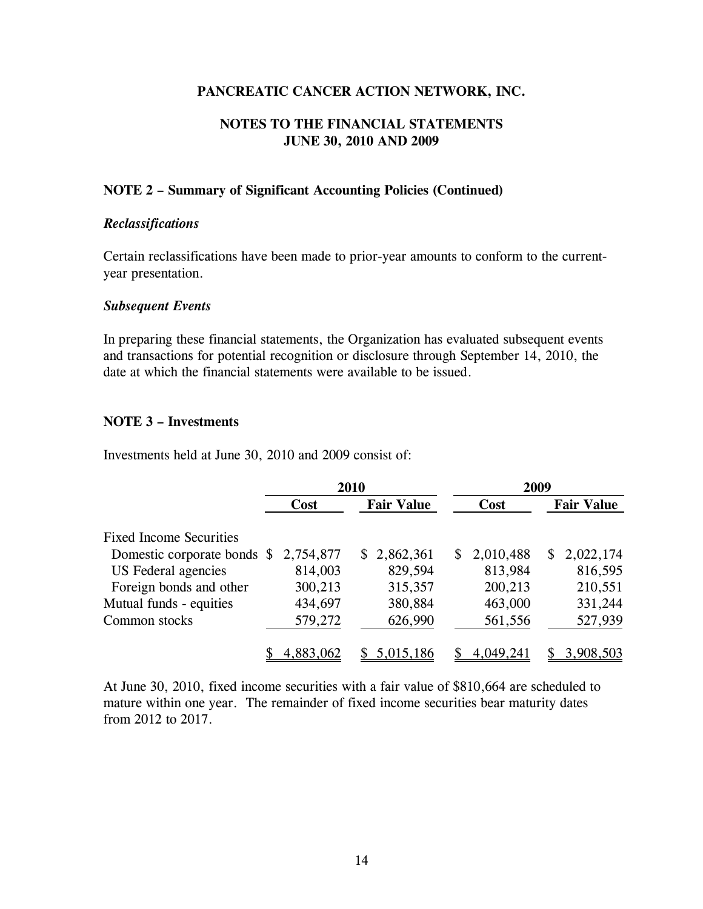**PANCREATIC CANCER ACTION NETWORK, INC.**

**NOTES TO THE FINANCIAL STATEMENTS**
**JUNE 30, 2010 AND 2009**

**NOTE 2 – Summary of Significant Accounting Policies (Continued)**

***Reclassifications***

Certain reclassifications have been made to prior-year amounts to conform to the current-year presentation.

***Subsequent Events***

In preparing these financial statements, the Organization has evaluated subsequent events and transactions for potential recognition or disclosure through September 14, 2010, the date at which the financial statements were available to be issued.

**NOTE 3 – Investments**

Investments held at June 30, 2010 and 2009 consist of:

| | 2010 | | 2009 | |
|---|---|---|---|---|
| | **Cost** | **Fair Value** | **Cost** | **Fair Value** |
| Fixed Income Securities | | | | |
| Domestic corporate bonds | $ 2,754,877 | $ 2,862,361 | $ 2,010,488 | $ 2,022,174 |
| US Federal agencies | 814,003 | 829,594 | 813,984 | 816,595 |
| Foreign bonds and other | 300,213 | 315,357 | 200,213 | 210,551 |
| Mutual funds - equities | 434,697 | 380,884 | 463,000 | 331,244 |
| Common stocks | 579,272 | 626,990 | 561,556 | 527,939 |
| | $ 4,883,062 | $ 5,015,186 | $ 4,049,241 | $ 3,908,503 |

At June 30, 2010, fixed income securities with a fair value of $810,664 are scheduled to mature within one year. The remainder of fixed income securities bear maturity dates from 2012 to 2017.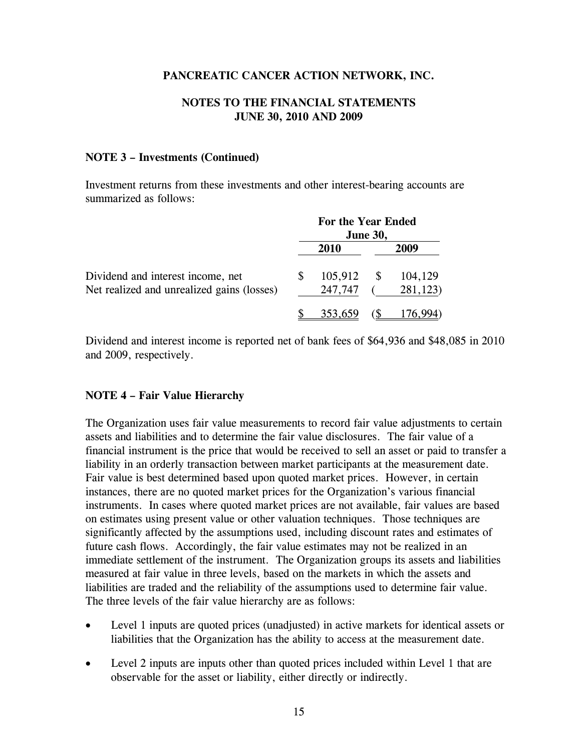**PANCREATIC CANCER ACTION NETWORK, INC.**

**NOTES TO THE FINANCIAL STATEMENTS**
**JUNE 30, 2010 AND 2009**

**NOTE 3 – Investments (Continued)**

Investment returns from these investments and other interest-bearing accounts are summarized as follows:

| | For the Year Ended June 30, | |
|---|---|---|
| | **2010** | **2009** |
| Dividend and interest income, net | $ 105,912 | $ 104,129 |
| Net realized and unrealized gains (losses) | 247,747 | ( 281,123) |
| | $ 353,659 | ($ 176,994) |

Dividend and interest income is reported net of bank fees of $64,936 and $48,085 in 2010 and 2009, respectively.

**NOTE 4 – Fair Value Hierarchy**

The Organization uses fair value measurements to record fair value adjustments to certain assets and liabilities and to determine the fair value disclosures. The fair value of a financial instrument is the price that would be received to sell an asset or paid to transfer a liability in an orderly transaction between market participants at the measurement date. Fair value is best determined based upon quoted market prices. However, in certain instances, there are no quoted market prices for the Organization's various financial instruments. In cases where quoted market prices are not available, fair values are based on estimates using present value or other valuation techniques. Those techniques are significantly affected by the assumptions used, including discount rates and estimates of future cash flows. Accordingly, the fair value estimates may not be realized in an immediate settlement of the instrument. The Organization groups its assets and liabilities measured at fair value in three levels, based on the markets in which the assets and liabilities are traded and the reliability of the assumptions used to determine fair value. The three levels of the fair value hierarchy are as follows:

- Level 1 inputs are quoted prices (unadjusted) in active markets for identical assets or liabilities that the Organization has the ability to access at the measurement date.
- Level 2 inputs are inputs other than quoted prices included within Level 1 that are observable for the asset or liability, either directly or indirectly.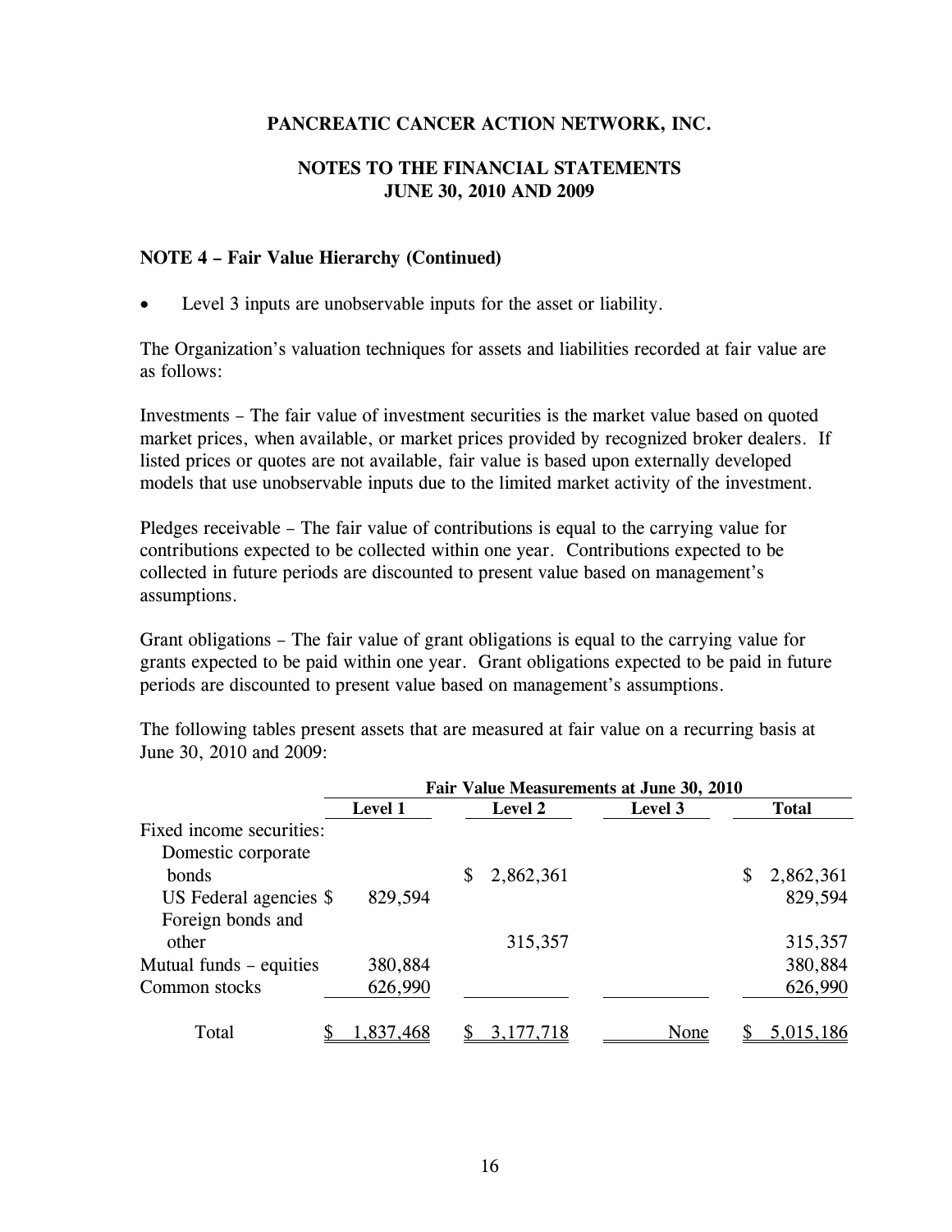**PANCREATIC CANCER ACTION NETWORK, INC.**

**NOTES TO THE FINANCIAL STATEMENTS**
**JUNE 30, 2010 AND 2009**

**NOTE 4 – Fair Value Hierarchy (Continued)**

- Level 3 inputs are unobservable inputs for the asset or liability.

The Organization's valuation techniques for assets and liabilities recorded at fair value are as follows:

Investments – The fair value of investment securities is the market value based on quoted market prices, when available, or market prices provided by recognized broker dealers. If listed prices or quotes are not available, fair value is based upon externally developed models that use unobservable inputs due to the limited market activity of the investment.

Pledges receivable – The fair value of contributions is equal to the carrying value for contributions expected to be collected within one year. Contributions expected to be collected in future periods are discounted to present value based on management's assumptions.

Grant obligations – The fair value of grant obligations is equal to the carrying value for grants expected to be paid within one year. Grant obligations expected to be paid in future periods are discounted to present value based on management's assumptions.

The following tables present assets that are measured at fair value on a recurring basis at June 30, 2010 and 2009:

| | Fair Value Measurements at June 30, 2010 | | | |
|---|---|---|---|---|
| | Level 1 | Level 2 | Level 3 | Total |
| Fixed income securities: | | | | |
| Domestic corporate bonds | | $ 2,862,361 | | $ 2,862,361 |
| US Federal agencies | $ 829,594 | | | 829,594 |
| Foreign bonds and other | | 315,357 | | 315,357 |
| Mutual funds – equities | 380,884 | | | 380,884 |
| Common stocks | 626,990 | | | 626,990 |
| Total | $ 1,837,468 | $ 3,177,718 | None | $ 5,015,186 |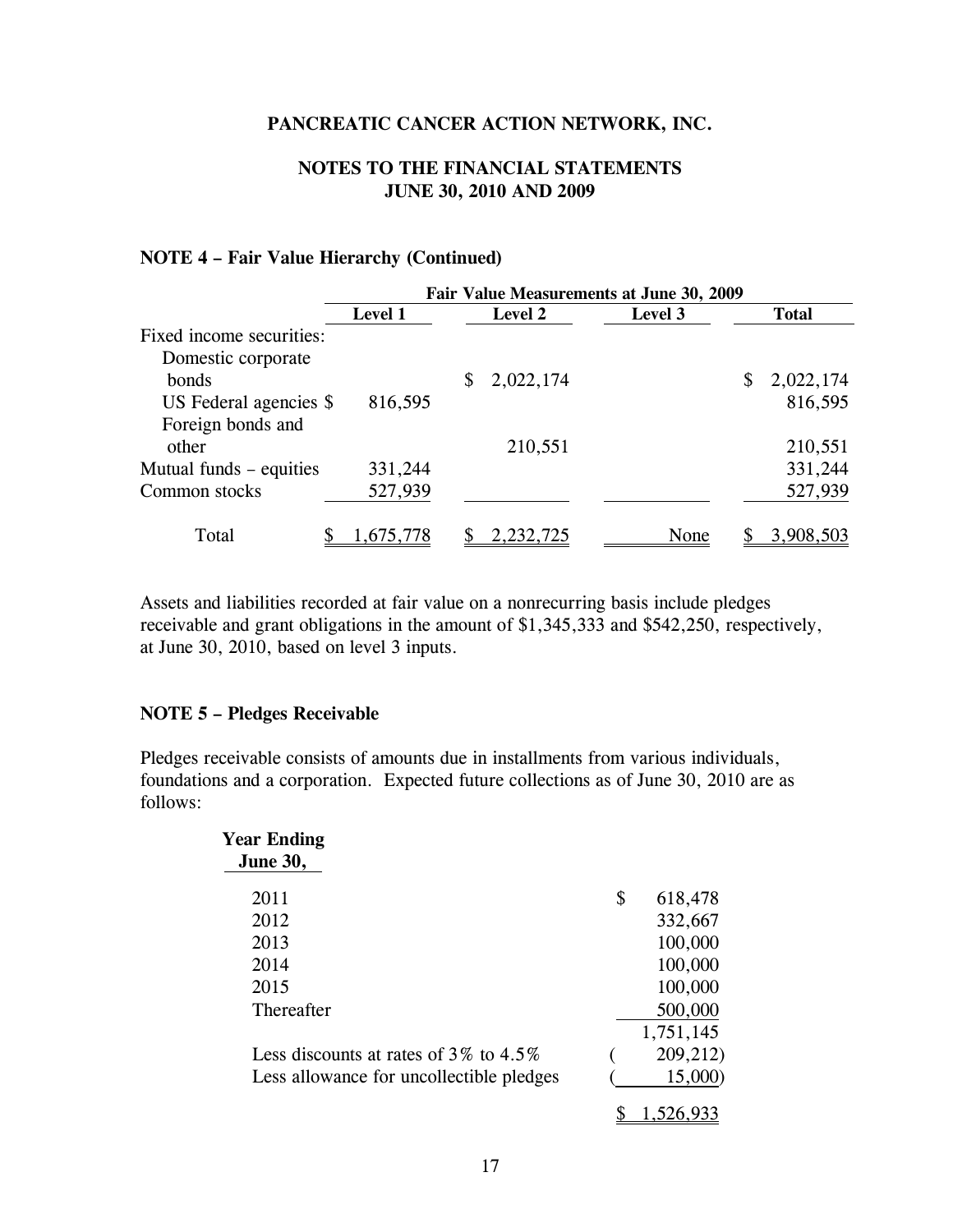**PANCREATIC CANCER ACTION NETWORK, INC.**

**NOTES TO THE FINANCIAL STATEMENTS**
**JUNE 30, 2010 AND 2009**

### NOTE 4 – Fair Value Hierarchy (Continued)

| | Fair Value Measurements at June 30, 2009 | | | |
|---|---|---|---|---|
| | Level 1 | Level 2 | Level 3 | Total |
| Fixed income securities: | | | | |
| Domestic corporate bonds | | $ 2,022,174 | | $ 2,022,174 |
| US Federal agencies | $ 816,595 | | | 816,595 |
| Foreign bonds and other | | 210,551 | | 210,551 |
| Mutual funds – equities | 331,244 | | | 331,244 |
| Common stocks | 527,939 | | | 527,939 |
| Total | $ 1,675,778 | $ 2,232,725 | None | $ 3,908,503 |

Assets and liabilities recorded at fair value on a nonrecurring basis include pledges receivable and grant obligations in the amount of $1,345,333 and $542,250, respectively, at June 30, 2010, based on level 3 inputs.

### NOTE 5 – Pledges Receivable

Pledges receivable consists of amounts due in installments from various individuals, foundations and a corporation. Expected future collections as of June 30, 2010 are as follows:

| Year Ending June 30, | |
|---|---|
| 2011 | $ 618,478 |
| 2012 | 332,667 |
| 2013 | 100,000 |
| 2014 | 100,000 |
| 2015 | 100,000 |
| Thereafter | 500,000 |
| | 1,751,145 |
| Less discounts at rates of 3% to 4.5% | ( 209,212) |
| Less allowance for uncollectible pledges | ( 15,000) |
| | $ 1,526,933 |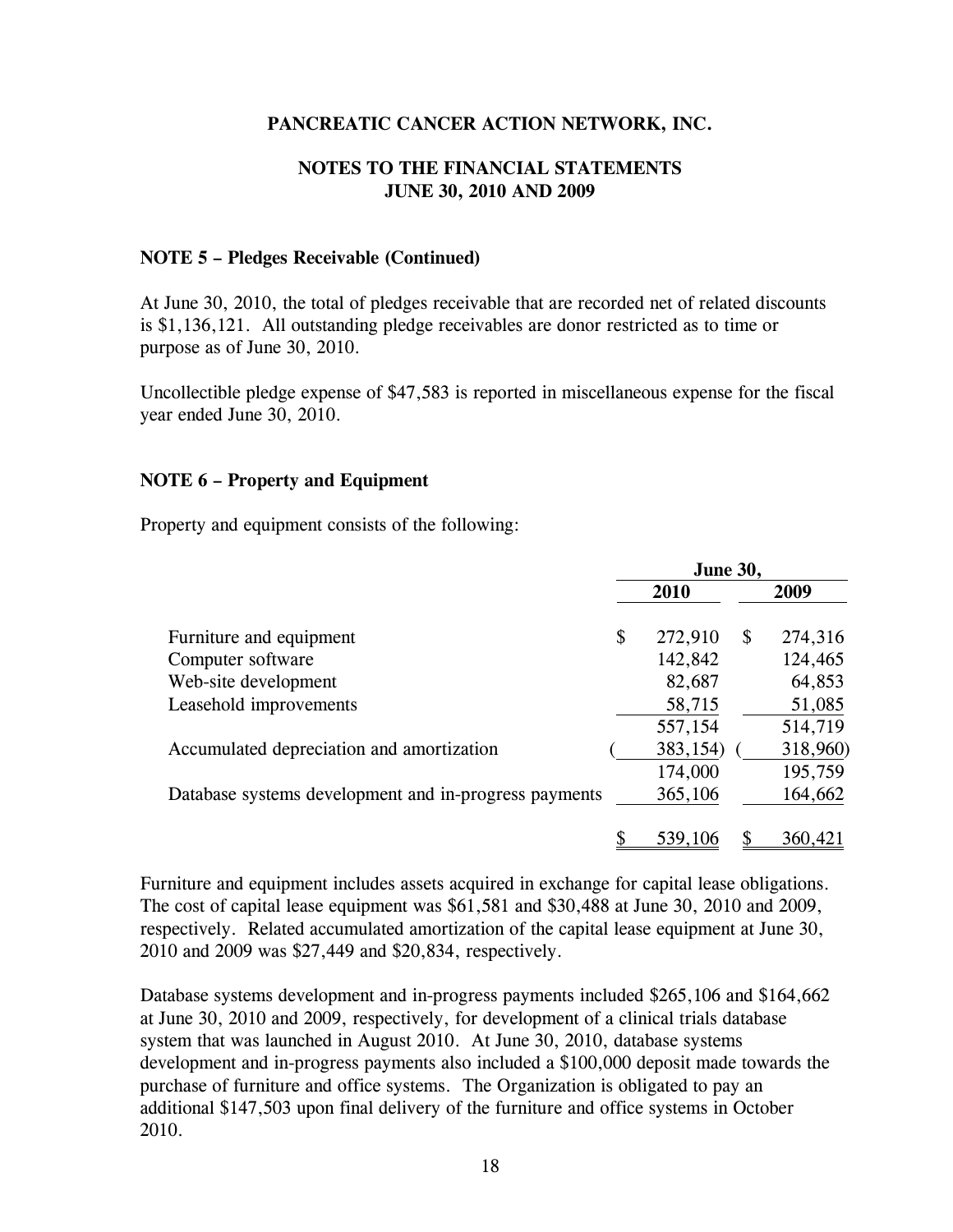**PANCREATIC CANCER ACTION NETWORK, INC.**

**NOTES TO THE FINANCIAL STATEMENTS**
**JUNE 30, 2010 AND 2009**

**NOTE 5 – Pledges Receivable (Continued)**

At June 30, 2010, the total of pledges receivable that are recorded net of related discounts is $1,136,121. All outstanding pledge receivables are donor restricted as to time or purpose as of June 30, 2010.

Uncollectible pledge expense of $47,583 is reported in miscellaneous expense for the fiscal year ended June 30, 2010.

**NOTE 6 – Property and Equipment**

Property and equipment consists of the following:

| | June 30, | |
|---|---|---|
| | **2010** | **2009** |
| Furniture and equipment | $ 272,910 | $ 274,316 |
| Computer software | 142,842 | 124,465 |
| Web-site development | 82,687 | 64,853 |
| Leasehold improvements | 58,715 | 51,085 |
| | 557,154 | 514,719 |
| Accumulated depreciation and amortization | (383,154) | (318,960) |
| | 174,000 | 195,759 |
| Database systems development and in-progress payments | 365,106 | 164,662 |
| | $ 539,106 | $ 360,421 |

Furniture and equipment includes assets acquired in exchange for capital lease obligations. The cost of capital lease equipment was $61,581 and $30,488 at June 30, 2010 and 2009, respectively. Related accumulated amortization of the capital lease equipment at June 30, 2010 and 2009 was $27,449 and $20,834, respectively.

Database systems development and in-progress payments included $265,106 and $164,662 at June 30, 2010 and 2009, respectively, for development of a clinical trials database system that was launched in August 2010. At June 30, 2010, database systems development and in-progress payments also included a $100,000 deposit made towards the purchase of furniture and office systems. The Organization is obligated to pay an additional $147,503 upon final delivery of the furniture and office systems in October 2010.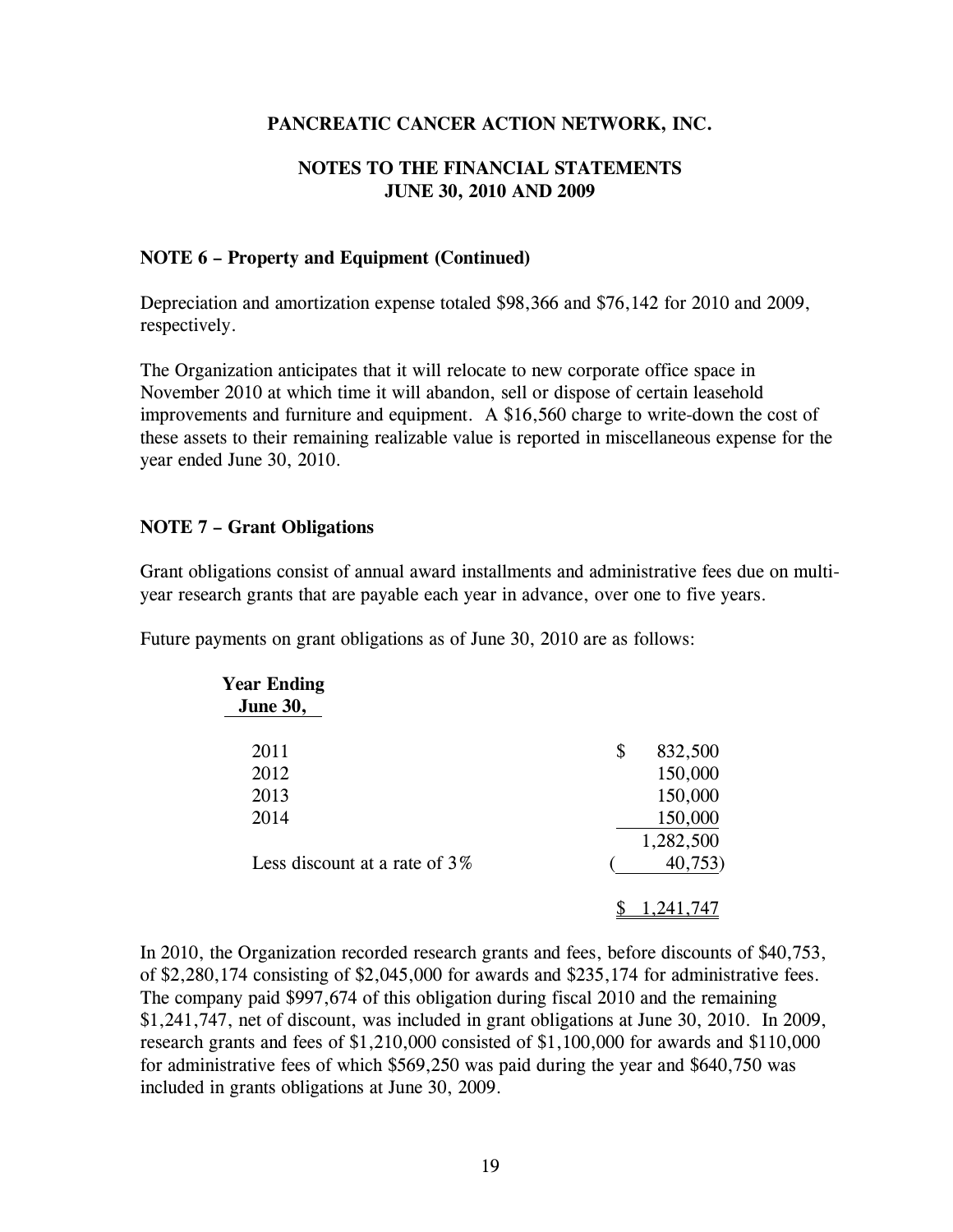# PANCREATIC CANCER ACTION NETWORK, INC.

## NOTES TO THE FINANCIAL STATEMENTS
## JUNE 30, 2010 AND 2009

### NOTE 6 – Property and Equipment (Continued)

Depreciation and amortization expense totaled $98,366 and $76,142 for 2010 and 2009, respectively.

The Organization anticipates that it will relocate to new corporate office space in November 2010 at which time it will abandon, sell or dispose of certain leasehold improvements and furniture and equipment. A $16,560 charge to write-down the cost of these assets to their remaining realizable value is reported in miscellaneous expense for the year ended June 30, 2010.

### NOTE 7 – Grant Obligations

Grant obligations consist of annual award installments and administrative fees due on multi-year research grants that are payable each year in advance, over one to five years.

Future payments on grant obligations as of June 30, 2010 are as follows:

| Year Ending June 30, | |
|---|---|
| 2011 | $ 832,500 |
| 2012 | 150,000 |
| 2013 | 150,000 |
| 2014 | 150,000 |
| | 1,282,500 |
| Less discount at a rate of 3% | (40,753) |
| | $ 1,241,747 |

In 2010, the Organization recorded research grants and fees, before discounts of $40,753, of $2,280,174 consisting of $2,045,000 for awards and $235,174 for administrative fees. The company paid $997,674 of this obligation during fiscal 2010 and the remaining $1,241,747, net of discount, was included in grant obligations at June 30, 2010. In 2009, research grants and fees of $1,210,000 consisted of $1,100,000 for awards and $110,000 for administrative fees of which $569,250 was paid during the year and $640,750 was included in grants obligations at June 30, 2009.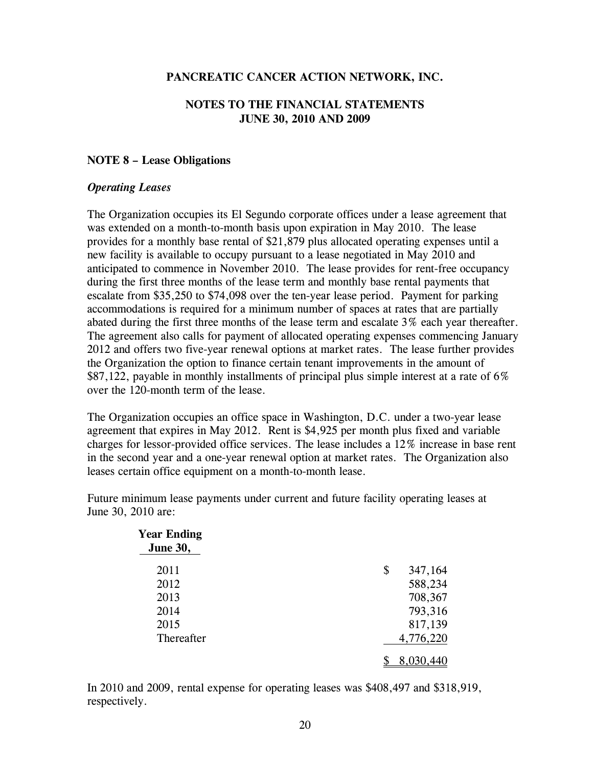PANCREATIC CANCER ACTION NETWORK, INC.

NOTES TO THE FINANCIAL STATEMENTS
JUNE 30, 2010 AND 2009

**NOTE 8 – Lease Obligations**

***Operating Leases***

The Organization occupies its El Segundo corporate offices under a lease agreement that was extended on a month-to-month basis upon expiration in May 2010. The lease provides for a monthly base rental of $21,879 plus allocated operating expenses until a new facility is available to occupy pursuant to a lease negotiated in May 2010 and anticipated to commence in November 2010. The lease provides for rent-free occupancy during the first three months of the lease term and monthly base rental payments that escalate from $35,250 to $74,098 over the ten-year lease period. Payment for parking accommodations is required for a minimum number of spaces at rates that are partially abated during the first three months of the lease term and escalate 3% each year thereafter. The agreement also calls for payment of allocated operating expenses commencing January 2012 and offers two five-year renewal options at market rates. The lease further provides the Organization the option to finance certain tenant improvements in the amount of $87,122, payable in monthly installments of principal plus simple interest at a rate of 6% over the 120-month term of the lease.

The Organization occupies an office space in Washington, D.C. under a two-year lease agreement that expires in May 2012. Rent is $4,925 per month plus fixed and variable charges for lessor-provided office services. The lease includes a 12% increase in base rent in the second year and a one-year renewal option at market rates. The Organization also leases certain office equipment on a month-to-month lease.

Future minimum lease payments under current and future facility operating leases at June 30, 2010 are:

| Year Ending June 30, | |
|---|---|
| 2011 | $ 347,164 |
| 2012 | 588,234 |
| 2013 | 708,367 |
| 2014 | 793,316 |
| 2015 | 817,139 |
| Thereafter | 4,776,220 |
| | $ 8,030,440 |

In 2010 and 2009, rental expense for operating leases was $408,497 and $318,919, respectively.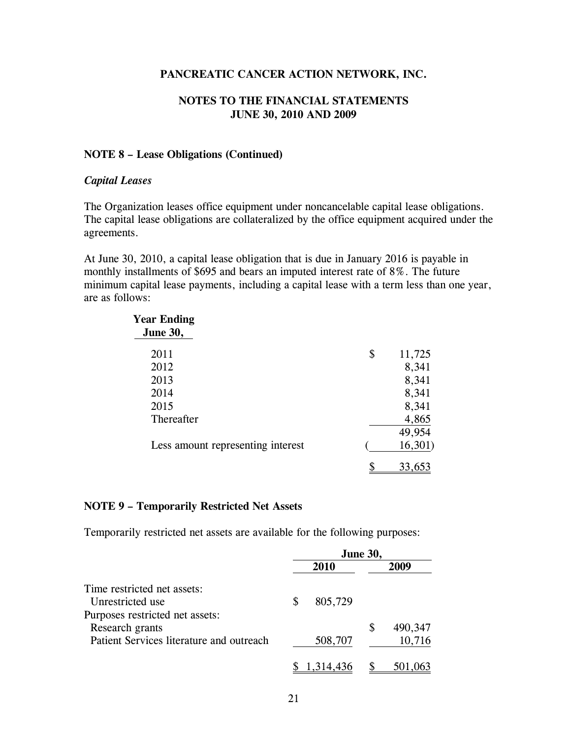# PANCREATIC CANCER ACTION NETWORK, INC.

## NOTES TO THE FINANCIAL STATEMENTS
## JUNE 30, 2010 AND 2009

### NOTE 8 – Lease Obligations (Continued)

*Capital Leases*

The Organization leases office equipment under noncancelable capital lease obligations. The capital lease obligations are collateralized by the office equipment acquired under the agreements.

At June 30, 2010, a capital lease obligation that is due in January 2016 is payable in monthly installments of $695 and bears an imputed interest rate of 8%. The future minimum capital lease payments, including a capital lease with a term less than one year, are as follows:

| Year Ending June 30, | |
|---|---|
| 2011 | $ 11,725 |
| 2012 | 8,341 |
| 2013 | 8,341 |
| 2014 | 8,341 |
| 2015 | 8,341 |
| Thereafter | 4,865 |
| | 49,954 |
| Less amount representing interest | (16,301) |
| | $ 33,653 |

### NOTE 9 – Temporarily Restricted Net Assets

Temporarily restricted net assets are available for the following purposes:

| | June 30, | |
|---|---|---|
| | 2010 | 2009 |
| Time restricted net assets: | | |
| Unrestricted use | $ 805,729 | |
| Purposes restricted net assets: | | |
| Research grants | | $ 490,347 |
| Patient Services literature and outreach | 508,707 | 10,716 |
| | $ 1,314,436 | $ 501,063 |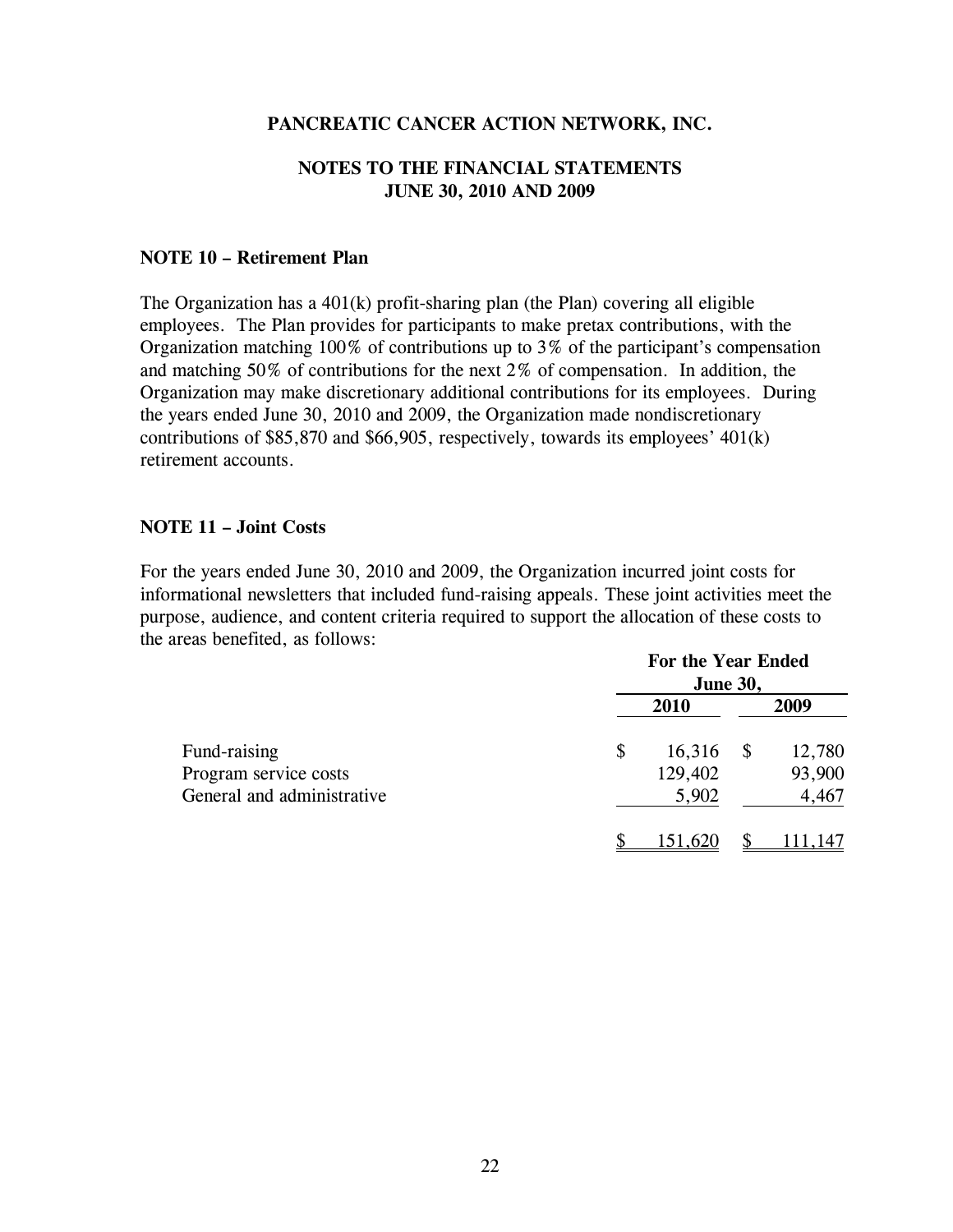# PANCREATIC CANCER ACTION NETWORK, INC.

## NOTES TO THE FINANCIAL STATEMENTS
## JUNE 30, 2010 AND 2009

### NOTE 10 – Retirement Plan

The Organization has a 401(k) profit-sharing plan (the Plan) covering all eligible employees. The Plan provides for participants to make pretax contributions, with the Organization matching 100% of contributions up to 3% of the participant's compensation and matching 50% of contributions for the next 2% of compensation. In addition, the Organization may make discretionary additional contributions for its employees. During the years ended June 30, 2010 and 2009, the Organization made nondiscretionary contributions of $85,870 and $66,905, respectively, towards its employees' 401(k) retirement accounts.

### NOTE 11 – Joint Costs

For the years ended June 30, 2010 and 2009, the Organization incurred joint costs for informational newsletters that included fund-raising appeals. These joint activities meet the purpose, audience, and content criteria required to support the allocation of these costs to the areas benefited, as follows:

| | For the Year Ended June 30, | |
|---|---|---|
| | 2010 | 2009 |
| Fund-raising | $ 16,316 | $ 12,780 |
| Program service costs | 129,402 | 93,900 |
| General and administrative | 5,902 | 4,467 |
| | $ 151,620 | $ 111,147 |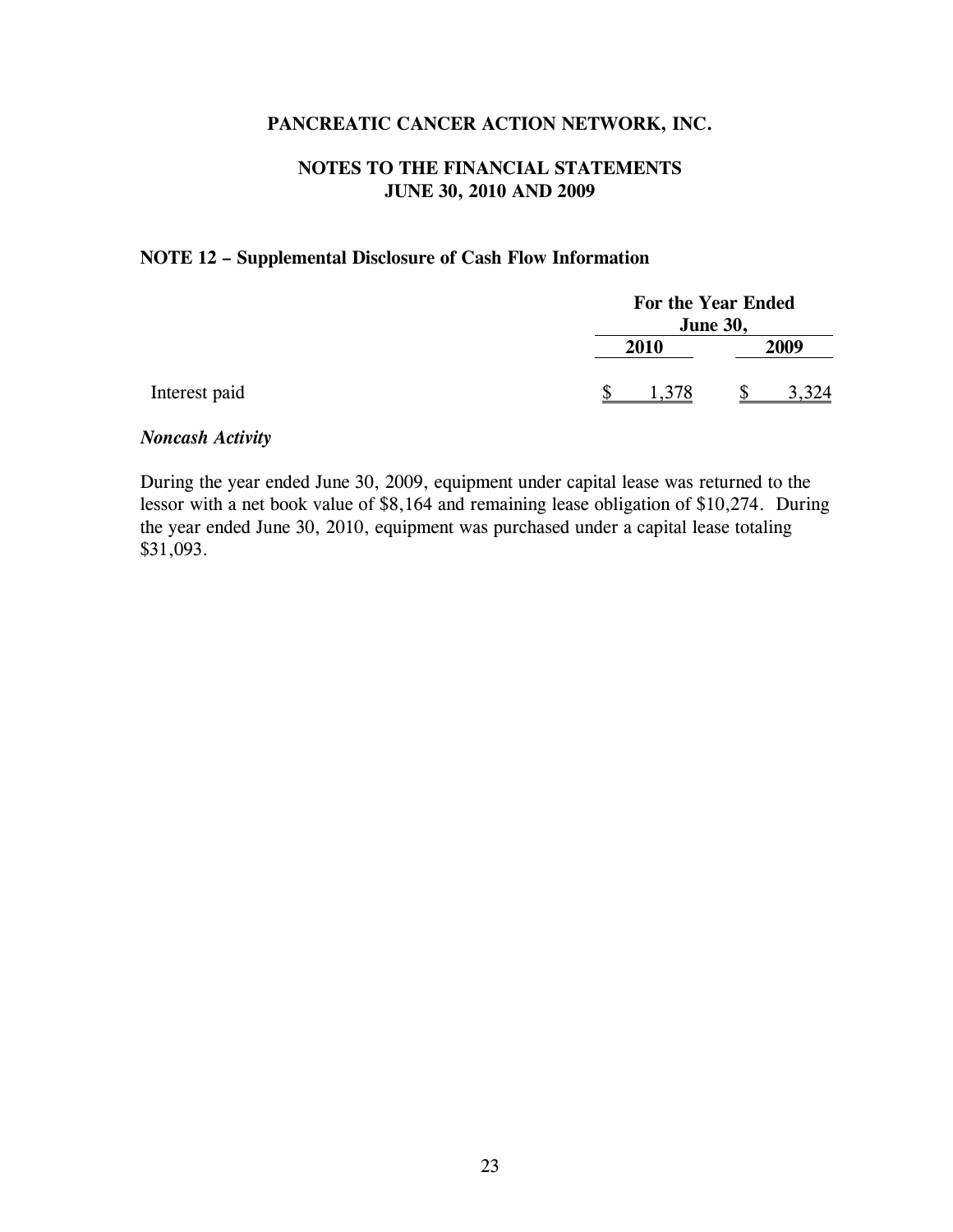**PANCREATIC CANCER ACTION NETWORK, INC.**

**NOTES TO THE FINANCIAL STATEMENTS**
**JUNE 30, 2010 AND 2009**

### NOTE 12 – Supplemental Disclosure of Cash Flow Information

| | For the Year Ended June 30, | |
|---|---|---|
| | **2010** | **2009** |
| Interest paid | $ 1,378 | $ 3,324 |

***Noncash Activity***

During the year ended June 30, 2009, equipment under capital lease was returned to the lessor with a net book value of $8,164 and remaining lease obligation of $10,274. During the year ended June 30, 2010, equipment was purchased under a capital lease totaling $31,093.